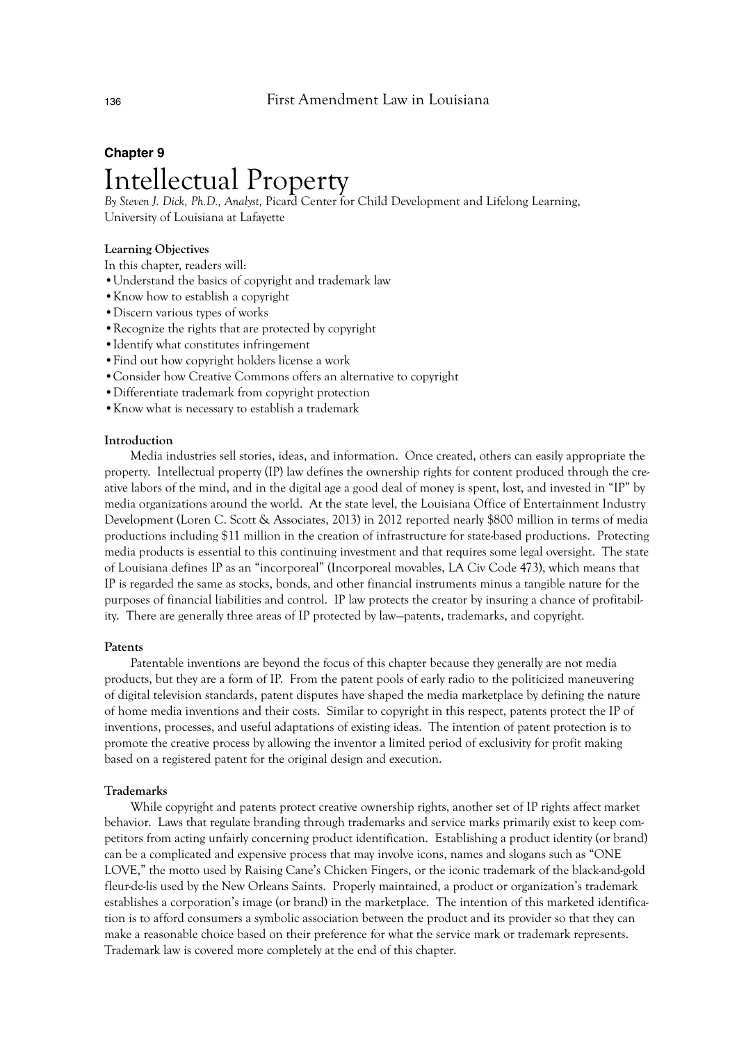## Chapter 9

# Intellectual Property

*By Steven J. Dick, Ph.D., Analyst,* Picard Center for Child Development and Lifelong Learning, University of Louisiana at Lafayette

**Learning Objectives**

In this chapter, readers will:

- Understand the basics of copyright and trademark law
- Know how to establish a copyright
- Discern various types of works
- Recognize the rights that are protected by copyright
- Identify what constitutes infringement
- Find out how copyright holders license a work
- Consider how Creative Commons offers an alternative to copyright
- Differentiate trademark from copyright protection
- Know what is necessary to establish a trademark

### Introduction

Media industries sell stories, ideas, and information. Once created, others can easily appropriate the property. Intellectual property (IP) law defines the ownership rights for content produced through the creative labors of the mind, and in the digital age a good deal of money is spent, lost, and invested in "IP" by media organizations around the world. At the state level, the Louisiana Office of Entertainment Industry Development (Loren C. Scott & Associates, 2013) in 2012 reported nearly $800 million in terms of media productions including $11 million in the creation of infrastructure for state-based productions. Protecting media products is essential to this continuing investment and that requires some legal oversight. The state of Louisiana defines IP as an "incorporeal" (Incorporeal movables, LA Civ Code 473), which means that IP is regarded the same as stocks, bonds, and other financial instruments minus a tangible nature for the purposes of financial liabilities and control. IP law protects the creator by insuring a chance of profitability. There are generally three areas of IP protected by law—patents, trademarks, and copyright.

### Patents

Patentable inventions are beyond the focus of this chapter because they generally are not media products, but they are a form of IP. From the patent pools of early radio to the politicized maneuvering of digital television standards, patent disputes have shaped the media marketplace by defining the nature of home media inventions and their costs. Similar to copyright in this respect, patents protect the IP of inventions, processes, and useful adaptations of existing ideas. The intention of patent protection is to promote the creative process by allowing the inventor a limited period of exclusivity for profit making based on a registered patent for the original design and execution.

### Trademarks

While copyright and patents protect creative ownership rights, another set of IP rights affect market behavior. Laws that regulate branding through trademarks and service marks primarily exist to keep competitors from acting unfairly concerning product identification. Establishing a product identity (or brand) can be a complicated and expensive process that may involve icons, names and slogans such as "ONE LOVE," the motto used by Raising Cane's Chicken Fingers, or the iconic trademark of the black-and-gold fleur-de-lis used by the New Orleans Saints. Properly maintained, a product or organization's trademark establishes a corporation's image (or brand) in the marketplace. The intention of this marketed identification is to afford consumers a symbolic association between the product and its provider so that they can make a reasonable choice based on their preference for what the service mark or trademark represents. Trademark law is covered more completely at the end of this chapter.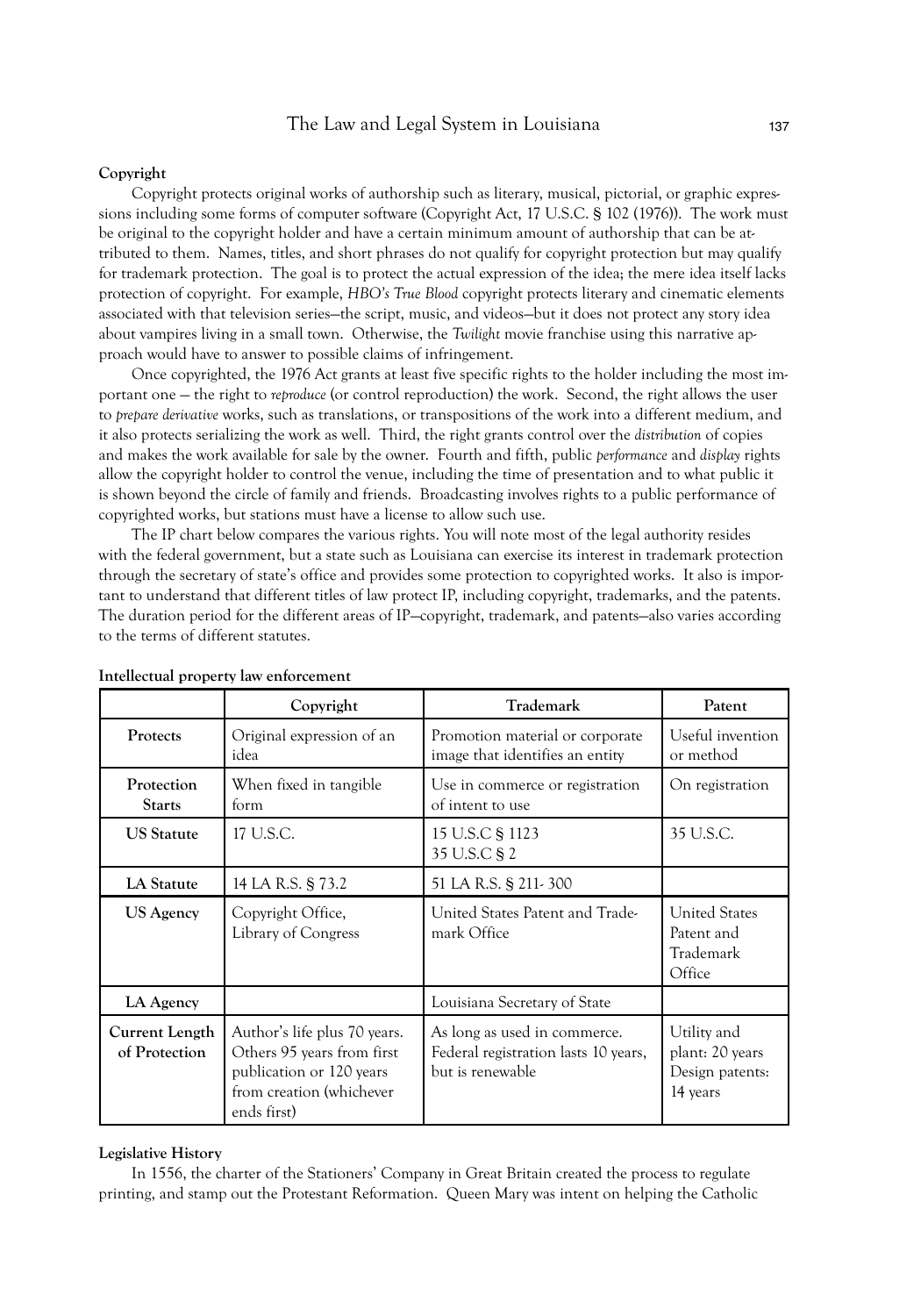## Copyright

Copyright protects original works of authorship such as literary, musical, pictorial, or graphic expressions including some forms of computer software (Copyright Act, 17 U.S.C. § 102 (1976)). The work must be original to the copyright holder and have a certain minimum amount of authorship that can be attributed to them. Names, titles, and short phrases do not qualify for copyright protection but may qualify for trademark protection. The goal is to protect the actual expression of the idea; the mere idea itself lacks protection of copyright. For example, *HBO's True Blood* copyright protects literary and cinematic elements associated with that television series—the script, music, and videos—but it does not protect any story idea about vampires living in a small town. Otherwise, the *Twilight* movie franchise using this narrative approach would have to answer to possible claims of infringement.

Once copyrighted, the 1976 Act grants at least five specific rights to the holder including the most important one — the right to *reproduce* (or control reproduction) the work. Second, the right allows the user to *prepare derivative* works, such as translations, or transpositions of the work into a different medium, and it also protects serializing the work as well. Third, the right grants control over the *distribution* of copies and makes the work available for sale by the owner. Fourth and fifth, public *performance* and *display* rights allow the copyright holder to control the venue, including the time of presentation and to what public it is shown beyond the circle of family and friends. Broadcasting involves rights to a public performance of copyrighted works, but stations must have a license to allow such use.

The IP chart below compares the various rights. You will note most of the legal authority resides with the federal government, but a state such as Louisiana can exercise its interest in trademark protection through the secretary of state's office and provides some protection to copyrighted works. It also is important to understand that different titles of law protect IP, including copyright, trademarks, and the patents. The duration period for the different areas of IP—copyright, trademark, and patents—also varies according to the terms of different statutes.

**Intellectual property law enforcement**

| | Copyright | Trademark | Patent |
|---|---|---|---|
| **Protects** | Original expression of an idea | Promotion material or corporate image that identifies an entity | Useful invention or method |
| **Protection Starts** | When fixed in tangible form | Use in commerce or registration of intent to use | On registration |
| **US Statute** | 17 U.S.C. | 15 U.S.C § 1123<br>35 U.S.C § 2 | 35 U.S.C. |
| **LA Statute** | 14 LA R.S. § 73.2 | 51 LA R.S. § 211- 300 | |
| **US Agency** | Copyright Office, Library of Congress | United States Patent and Trademark Office | United States Patent and Trademark Office |
| **LA Agency** | | Louisiana Secretary of State | |
| **Current Length of Protection** | Author's life plus 70 years. Others 95 years from first publication or 120 years from creation (whichever ends first) | As long as used in commerce. Federal registration lasts 10 years, but is renewable | Utility and plant: 20 years Design patents: 14 years |

## Legislative History

In 1556, the charter of the Stationers' Company in Great Britain created the process to regulate printing, and stamp out the Protestant Reformation. Queen Mary was intent on helping the Catholic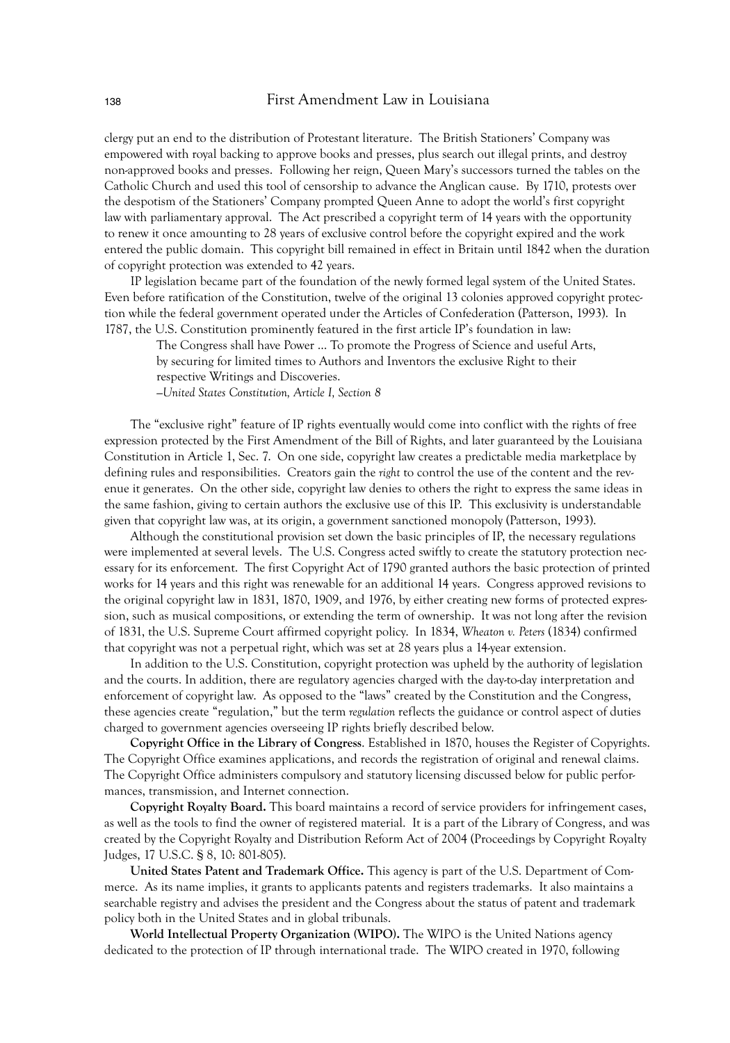clergy put an end to the distribution of Protestant literature. The British Stationers' Company was empowered with royal backing to approve books and presses, plus search out illegal prints, and destroy non-approved books and presses. Following her reign, Queen Mary's successors turned the tables on the Catholic Church and used this tool of censorship to advance the Anglican cause. By 1710, protests over the despotism of the Stationers' Company prompted Queen Anne to adopt the world's first copyright law with parliamentary approval. The Act prescribed a copyright term of 14 years with the opportunity to renew it once amounting to 28 years of exclusive control before the copyright expired and the work entered the public domain. This copyright bill remained in effect in Britain until 1842 when the duration of copyright protection was extended to 42 years.

IP legislation became part of the foundation of the newly formed legal system of the United States. Even before ratification of the Constitution, twelve of the original 13 colonies approved copyright protection while the federal government operated under the Articles of Confederation (Patterson, 1993). In 1787, the U.S. Constitution prominently featured in the first article IP's foundation in law:

> The Congress shall have Power ... To promote the Progress of Science and useful Arts, by securing for limited times to Authors and Inventors the exclusive Right to their respective Writings and Discoveries.
> –*United States Constitution, Article I, Section 8*

The "exclusive right" feature of IP rights eventually would come into conflict with the rights of free expression protected by the First Amendment of the Bill of Rights, and later guaranteed by the Louisiana Constitution in Article 1, Sec. 7. On one side, copyright law creates a predictable media marketplace by defining rules and responsibilities. Creators gain the *right* to control the use of the content and the revenue it generates. On the other side, copyright law denies to others the right to express the same ideas in the same fashion, giving to certain authors the exclusive use of this IP. This exclusivity is understandable given that copyright law was, at its origin, a government sanctioned monopoly (Patterson, 1993).

Although the constitutional provision set down the basic principles of IP, the necessary regulations were implemented at several levels. The U.S. Congress acted swiftly to create the statutory protection necessary for its enforcement. The first Copyright Act of 1790 granted authors the basic protection of printed works for 14 years and this right was renewable for an additional 14 years. Congress approved revisions to the original copyright law in 1831, 1870, 1909, and 1976, by either creating new forms of protected expression, such as musical compositions, or extending the term of ownership. It was not long after the revision of 1831, the U.S. Supreme Court affirmed copyright policy. In 1834, *Wheaton v. Peters* (1834) confirmed that copyright was not a perpetual right, which was set at 28 years plus a 14-year extension.

In addition to the U.S. Constitution, copyright protection was upheld by the authority of legislation and the courts. In addition, there are regulatory agencies charged with the day-to-day interpretation and enforcement of copyright law. As opposed to the "laws" created by the Constitution and the Congress, these agencies create "regulation," but the term *regulation* reflects the guidance or control aspect of duties charged to government agencies overseeing IP rights briefly described below.

**Copyright Office in the Library of Congress**. Established in 1870, houses the Register of Copyrights. The Copyright Office examines applications, and records the registration of original and renewal claims. The Copyright Office administers compulsory and statutory licensing discussed below for public performances, transmission, and Internet connection.

**Copyright Royalty Board.** This board maintains a record of service providers for infringement cases, as well as the tools to find the owner of registered material. It is a part of the Library of Congress, and was created by the Copyright Royalty and Distribution Reform Act of 2004 (Proceedings by Copyright Royalty Judges, 17 U.S.C. § 8, 10: 801-805).

**United States Patent and Trademark Office.** This agency is part of the U.S. Department of Commerce. As its name implies, it grants to applicants patents and registers trademarks. It also maintains a searchable registry and advises the president and the Congress about the status of patent and trademark policy both in the United States and in global tribunals.

**World Intellectual Property Organization (WIPO).** The WIPO is the United Nations agency dedicated to the protection of IP through international trade. The WIPO created in 1970, following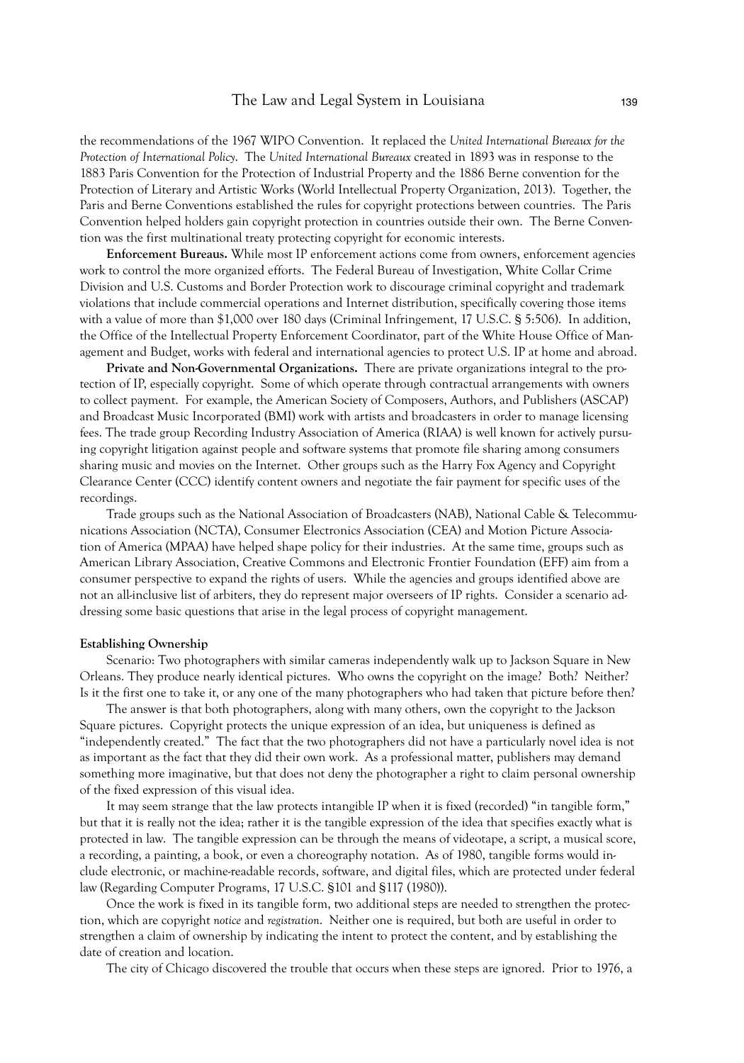the recommendations of the 1967 WIPO Convention. It replaced the *United International Bureaux for the Protection of International Policy*. The *United International Bureaux* created in 1893 was in response to the 1883 Paris Convention for the Protection of Industrial Property and the 1886 Berne convention for the Protection of Literary and Artistic Works (World Intellectual Property Organization, 2013). Together, the Paris and Berne Conventions established the rules for copyright protections between countries. The Paris Convention helped holders gain copyright protection in countries outside their own. The Berne Convention was the first multinational treaty protecting copyright for economic interests.

**Enforcement Bureaus.** While most IP enforcement actions come from owners, enforcement agencies work to control the more organized efforts. The Federal Bureau of Investigation, White Collar Crime Division and U.S. Customs and Border Protection work to discourage criminal copyright and trademark violations that include commercial operations and Internet distribution, specifically covering those items with a value of more than $1,000 over 180 days (Criminal Infringement, 17 U.S.C. § 5:506). In addition, the Office of the Intellectual Property Enforcement Coordinator, part of the White House Office of Management and Budget, works with federal and international agencies to protect U.S. IP at home and abroad.

**Private and Non-Governmental Organizations.** There are private organizations integral to the protection of IP, especially copyright. Some of which operate through contractual arrangements with owners to collect payment. For example, the American Society of Composers, Authors, and Publishers (ASCAP) and Broadcast Music Incorporated (BMI) work with artists and broadcasters in order to manage licensing fees. The trade group Recording Industry Association of America (RIAA) is well known for actively pursuing copyright litigation against people and software systems that promote file sharing among consumers sharing music and movies on the Internet. Other groups such as the Harry Fox Agency and Copyright Clearance Center (CCC) identify content owners and negotiate the fair payment for specific uses of the recordings.

Trade groups such as the National Association of Broadcasters (NAB), National Cable & Telecommunications Association (NCTA), Consumer Electronics Association (CEA) and Motion Picture Association of America (MPAA) have helped shape policy for their industries. At the same time, groups such as American Library Association, Creative Commons and Electronic Frontier Foundation (EFF) aim from a consumer perspective to expand the rights of users. While the agencies and groups identified above are not an all-inclusive list of arbiters, they do represent major overseers of IP rights. Consider a scenario addressing some basic questions that arise in the legal process of copyright management.

**Establishing Ownership**

Scenario: Two photographers with similar cameras independently walk up to Jackson Square in New Orleans. They produce nearly identical pictures. Who owns the copyright on the image? Both? Neither? Is it the first one to take it, or any one of the many photographers who had taken that picture before then?

The answer is that both photographers, along with many others, own the copyright to the Jackson Square pictures. Copyright protects the unique expression of an idea, but uniqueness is defined as "independently created." The fact that the two photographers did not have a particularly novel idea is not as important as the fact that they did their own work. As a professional matter, publishers may demand something more imaginative, but that does not deny the photographer a right to claim personal ownership of the fixed expression of this visual idea.

It may seem strange that the law protects intangible IP when it is fixed (recorded) "in tangible form," but that it is really not the idea; rather it is the tangible expression of the idea that specifies exactly what is protected in law. The tangible expression can be through the means of videotape, a script, a musical score, a recording, a painting, a book, or even a choreography notation. As of 1980, tangible forms would include electronic, or machine-readable records, software, and digital files, which are protected under federal law (Regarding Computer Programs, 17 U.S.C. §101 and §117 (1980)).

Once the work is fixed in its tangible form, two additional steps are needed to strengthen the protection, which are copyright *notice* and *registration*. Neither one is required, but both are useful in order to strengthen a claim of ownership by indicating the intent to protect the content, and by establishing the date of creation and location.

The city of Chicago discovered the trouble that occurs when these steps are ignored. Prior to 1976, a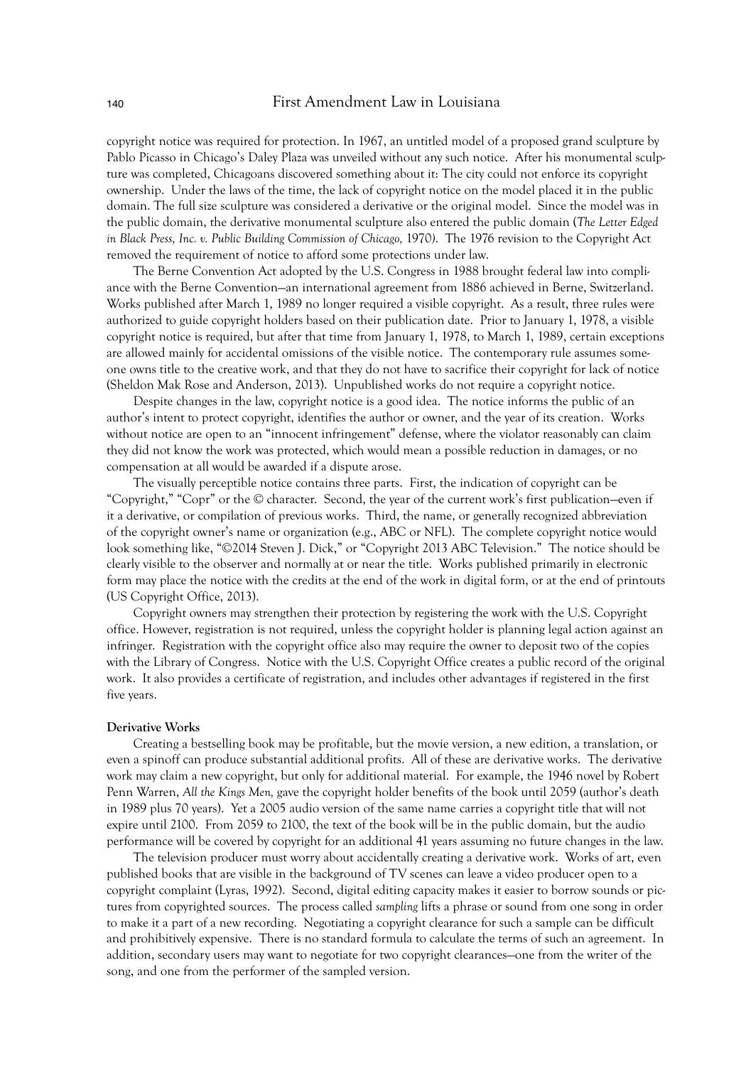copyright notice was required for protection. In 1967, an untitled model of a proposed grand sculpture by Pablo Picasso in Chicago's Daley Plaza was unveiled without any such notice. After his monumental sculpture was completed, Chicagoans discovered something about it: The city could not enforce its copyright ownership. Under the laws of the time, the lack of copyright notice on the model placed it in the public domain. The full size sculpture was considered a derivative or the original model. Since the model was in the public domain, the derivative monumental sculpture also entered the public domain (*The Letter Edged in Black Press, Inc. v. Public Building Commission of Chicago,* 1970). The 1976 revision to the Copyright Act removed the requirement of notice to afford some protections under law.

The Berne Convention Act adopted by the U.S. Congress in 1988 brought federal law into compliance with the Berne Convention—an international agreement from 1886 achieved in Berne, Switzerland. Works published after March 1, 1989 no longer required a visible copyright. As a result, three rules were authorized to guide copyright holders based on their publication date. Prior to January 1, 1978, a visible copyright notice is required, but after that time from January 1, 1978, to March 1, 1989, certain exceptions are allowed mainly for accidental omissions of the visible notice. The contemporary rule assumes someone owns title to the creative work, and that they do not have to sacrifice their copyright for lack of notice (Sheldon Mak Rose and Anderson, 2013). Unpublished works do not require a copyright notice.

Despite changes in the law, copyright notice is a good idea. The notice informs the public of an author's intent to protect copyright, identifies the author or owner, and the year of its creation. Works without notice are open to an "innocent infringement" defense, where the violator reasonably can claim they did not know the work was protected, which would mean a possible reduction in damages, or no compensation at all would be awarded if a dispute arose.

The visually perceptible notice contains three parts. First, the indication of copyright can be "Copyright," "Copr" or the © character. Second, the year of the current work's first publication—even if it a derivative, or compilation of previous works. Third, the name, or generally recognized abbreviation of the copyright owner's name or organization (e.g., ABC or NFL). The complete copyright notice would look something like, "©2014 Steven J. Dick," or "Copyright 2013 ABC Television." The notice should be clearly visible to the observer and normally at or near the title. Works published primarily in electronic form may place the notice with the credits at the end of the work in digital form, or at the end of printouts (US Copyright Office, 2013).

Copyright owners may strengthen their protection by registering the work with the U.S. Copyright office. However, registration is not required, unless the copyright holder is planning legal action against an infringer. Registration with the copyright office also may require the owner to deposit two of the copies with the Library of Congress. Notice with the U.S. Copyright Office creates a public record of the original work. It also provides a certificate of registration, and includes other advantages if registered in the first five years.

**Derivative Works**

Creating a bestselling book may be profitable, but the movie version, a new edition, a translation, or even a spinoff can produce substantial additional profits. All of these are derivative works. The derivative work may claim a new copyright, but only for additional material. For example, the 1946 novel by Robert Penn Warren, *All the Kings Men,* gave the copyright holder benefits of the book until 2059 (author's death in 1989 plus 70 years). Yet a 2005 audio version of the same name carries a copyright title that will not expire until 2100. From 2059 to 2100, the text of the book will be in the public domain, but the audio performance will be covered by copyright for an additional 41 years assuming no future changes in the law.

The television producer must worry about accidentally creating a derivative work. Works of art, even published books that are visible in the background of TV scenes can leave a video producer open to a copyright complaint (Lyras, 1992). Second, digital editing capacity makes it easier to borrow sounds or pictures from copyrighted sources. The process called *sampling* lifts a phrase or sound from one song in order to make it a part of a new recording. Negotiating a copyright clearance for such a sample can be difficult and prohibitively expensive. There is no standard formula to calculate the terms of such an agreement. In addition, secondary users may want to negotiate for two copyright clearances—one from the writer of the song, and one from the performer of the sampled version.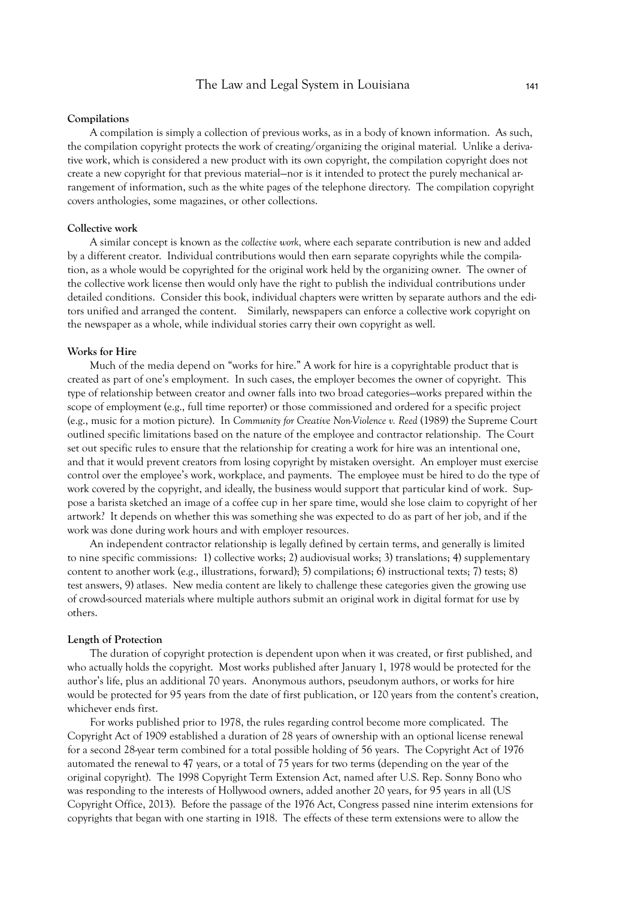### Compilations

A compilation is simply a collection of previous works, as in a body of known information. As such, the compilation copyright protects the work of creating/organizing the original material. Unlike a derivative work, which is considered a new product with its own copyright, the compilation copyright does not create a new copyright for that previous material—nor is it intended to protect the purely mechanical arrangement of information, such as the white pages of the telephone directory. The compilation copyright covers anthologies, some magazines, or other collections.

### Collective work

A similar concept is known as the *collective work,* where each separate contribution is new and added by a different creator. Individual contributions would then earn separate copyrights while the compilation, as a whole would be copyrighted for the original work held by the organizing owner. The owner of the collective work license then would only have the right to publish the individual contributions under detailed conditions. Consider this book, individual chapters were written by separate authors and the editors unified and arranged the content. Similarly, newspapers can enforce a collective work copyright on the newspaper as a whole, while individual stories carry their own copyright as well.

### Works for Hire

Much of the media depend on "works for hire." A work for hire is a copyrightable product that is created as part of one's employment. In such cases, the employer becomes the owner of copyright. This type of relationship between creator and owner falls into two broad categories—works prepared within the scope of employment (e.g., full time reporter) or those commissioned and ordered for a specific project (e.g., music for a motion picture). In *Community for Creative Non-Violence v. Reed* (1989) the Supreme Court outlined specific limitations based on the nature of the employee and contractor relationship. The Court set out specific rules to ensure that the relationship for creating a work for hire was an intentional one, and that it would prevent creators from losing copyright by mistaken oversight. An employer must exercise control over the employee's work, workplace, and payments. The employee must be hired to do the type of work covered by the copyright, and ideally, the business would support that particular kind of work. Suppose a barista sketched an image of a coffee cup in her spare time, would she lose claim to copyright of her artwork? It depends on whether this was something she was expected to do as part of her job, and if the work was done during work hours and with employer resources.

An independent contractor relationship is legally defined by certain terms, and generally is limited to nine specific commissions: 1) collective works; 2) audiovisual works; 3) translations; 4) supplementary content to another work (e.g., illustrations, forward); 5) compilations; 6) instructional texts; 7) tests; 8) test answers, 9) atlases. New media content are likely to challenge these categories given the growing use of crowd-sourced materials where multiple authors submit an original work in digital format for use by others.

### Length of Protection

The duration of copyright protection is dependent upon when it was created, or first published, and who actually holds the copyright. Most works published after January 1, 1978 would be protected for the author's life, plus an additional 70 years. Anonymous authors, pseudonym authors, or works for hire would be protected for 95 years from the date of first publication, or 120 years from the content's creation, whichever ends first.

For works published prior to 1978, the rules regarding control become more complicated. The Copyright Act of 1909 established a duration of 28 years of ownership with an optional license renewal for a second 28-year term combined for a total possible holding of 56 years. The Copyright Act of 1976 automated the renewal to 47 years, or a total of 75 years for two terms (depending on the year of the original copyright). The 1998 Copyright Term Extension Act, named after U.S. Rep. Sonny Bono who was responding to the interests of Hollywood owners, added another 20 years, for 95 years in all (US Copyright Office, 2013). Before the passage of the 1976 Act, Congress passed nine interim extensions for copyrights that began with one starting in 1918. The effects of these term extensions were to allow the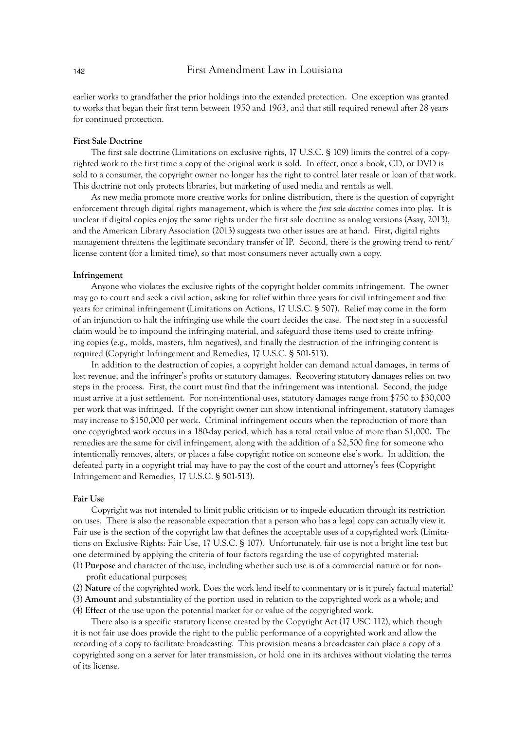earlier works to grandfather the prior holdings into the extended protection. One exception was granted to works that began their first term between 1950 and 1963, and that still required renewal after 28 years for continued protection.

### First Sale Doctrine

The first sale doctrine (Limitations on exclusive rights, 17 U.S.C. § 109) limits the control of a copyrighted work to the first time a copy of the original work is sold. In effect, once a book, CD, or DVD is sold to a consumer, the copyright owner no longer has the right to control later resale or loan of that work. This doctrine not only protects libraries, but marketing of used media and rentals as well.

As new media promote more creative works for online distribution, there is the question of copyright enforcement through digital rights management, which is where the *first sale doctrine* comes into play. It is unclear if digital copies enjoy the same rights under the first sale doctrine as analog versions (Asay, 2013), and the American Library Association (2013) suggests two other issues are at hand. First, digital rights management threatens the legitimate secondary transfer of IP. Second, there is the growing trend to rent/license content (for a limited time), so that most consumers never actually own a copy.

### Infringement

Anyone who violates the exclusive rights of the copyright holder commits infringement. The owner may go to court and seek a civil action, asking for relief within three years for civil infringement and five years for criminal infringement (Limitations on Actions, 17 U.S.C. § 507). Relief may come in the form of an injunction to halt the infringing use while the court decides the case. The next step in a successful claim would be to impound the infringing material, and safeguard those items used to create infringing copies (e.g., molds, masters, film negatives), and finally the destruction of the infringing content is required (Copyright Infringement and Remedies, 17 U.S.C. § 501-513).

In addition to the destruction of copies, a copyright holder can demand actual damages, in terms of lost revenue, and the infringer's profits or statutory damages. Recovering statutory damages relies on two steps in the process. First, the court must find that the infringement was intentional. Second, the judge must arrive at a just settlement. For non-intentional uses, statutory damages range from \$750 to \$30,000 per work that was infringed. If the copyright owner can show intentional infringement, statutory damages may increase to \$150,000 per work. Criminal infringement occurs when the reproduction of more than one copyrighted work occurs in a 180-day period, which has a total retail value of more than \$1,000. The remedies are the same for civil infringement, along with the addition of a \$2,500 fine for someone who intentionally removes, alters, or places a false copyright notice on someone else's work. In addition, the defeated party in a copyright trial may have to pay the cost of the court and attorney's fees (Copyright Infringement and Remedies, 17 U.S.C. § 501-513).

### Fair Use

Copyright was not intended to limit public criticism or to impede education through its restriction on uses. There is also the reasonable expectation that a person who has a legal copy can actually view it. Fair use is the section of the copyright law that defines the acceptable uses of a copyrighted work (Limitations on Exclusive Rights: Fair Use, 17 U.S.C. § 107). Unfortunately, fair use is not a bright line test but one determined by applying the criteria of four factors regarding the use of copyrighted material:

(1) **Purpose** and character of the use, including whether such use is of a commercial nature or for nonprofit educational purposes;
(2) **Nature** of the copyrighted work. Does the work lend itself to commentary or is it purely factual material?
(3) **Amount** and substantiality of the portion used in relation to the copyrighted work as a whole; and
(4) **Effect** of the use upon the potential market for or value of the copyrighted work.

There also is a specific statutory license created by the Copyright Act (17 USC 112), which though it is not fair use does provide the right to the public performance of a copyrighted work and allow the recording of a copy to facilitate broadcasting. This provision means a broadcaster can place a copy of a copyrighted song on a server for later transmission, or hold one in its archives without violating the terms of its license.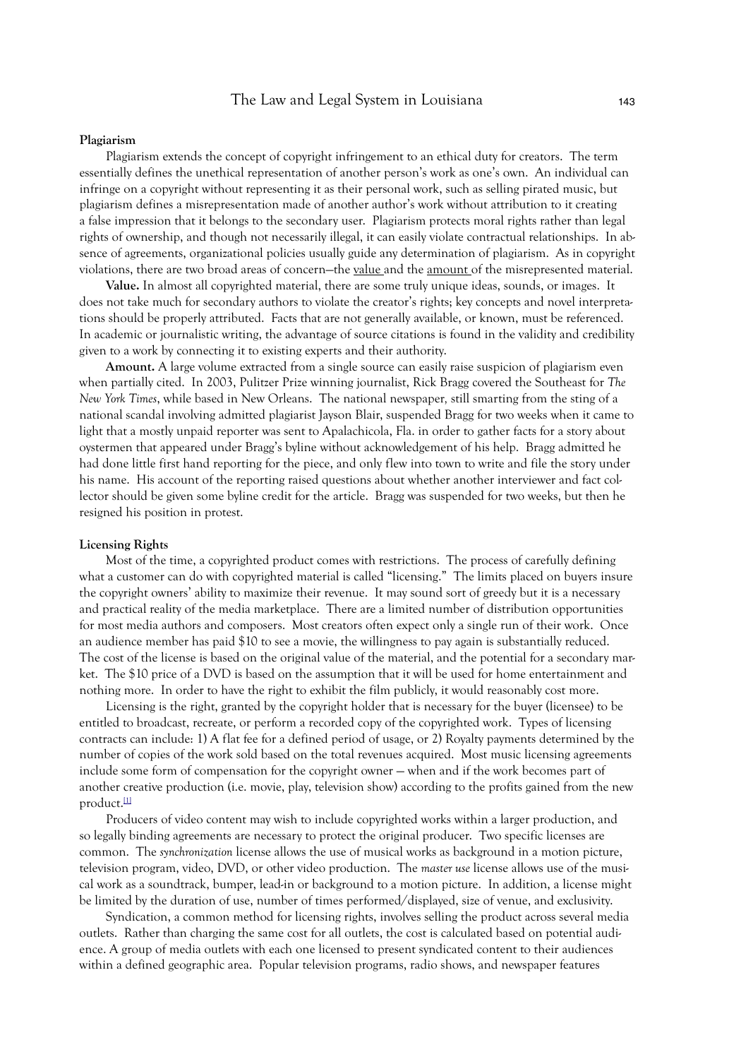### Plagiarism

Plagiarism extends the concept of copyright infringement to an ethical duty for creators. The term essentially defines the unethical representation of another person's work as one's own. An individual can infringe on a copyright without representing it as their personal work, such as selling pirated music, but plagiarism defines a misrepresentation made of another author's work without attribution to it creating a false impression that it belongs to the secondary user. Plagiarism protects moral rights rather than legal rights of ownership, and though not necessarily illegal, it can easily violate contractual relationships. In absence of agreements, organizational policies usually guide any determination of plagiarism. As in copyright violations, there are two broad areas of concern—the value and the amount of the misrepresented material.

**Value.** In almost all copyrighted material, there are some truly unique ideas, sounds, or images. It does not take much for secondary authors to violate the creator's rights; key concepts and novel interpretations should be properly attributed. Facts that are not generally available, or known, must be referenced. In academic or journalistic writing, the advantage of source citations is found in the validity and credibility given to a work by connecting it to existing experts and their authority.

**Amount.** A large volume extracted from a single source can easily raise suspicion of plagiarism even when partially cited. In 2003, Pulitzer Prize winning journalist, Rick Bragg covered the Southeast for *The New York Times*, while based in New Orleans. The national newspaper, still smarting from the sting of a national scandal involving admitted plagiarist Jayson Blair, suspended Bragg for two weeks when it came to light that a mostly unpaid reporter was sent to Apalachicola, Fla. in order to gather facts for a story about oystermen that appeared under Bragg's byline without acknowledgement of his help. Bragg admitted he had done little first hand reporting for the piece, and only flew into town to write and file the story under his name. His account of the reporting raised questions about whether another interviewer and fact collector should be given some byline credit for the article. Bragg was suspended for two weeks, but then he resigned his position in protest.

### Licensing Rights

Most of the time, a copyrighted product comes with restrictions. The process of carefully defining what a customer can do with copyrighted material is called "licensing." The limits placed on buyers insure the copyright owners' ability to maximize their revenue. It may sound sort of greedy but it is a necessary and practical reality of the media marketplace. There are a limited number of distribution opportunities for most media authors and composers. Most creators often expect only a single run of their work. Once an audience member has paid $10 to see a movie, the willingness to pay again is substantially reduced. The cost of the license is based on the original value of the material, and the potential for a secondary market. The $10 price of a DVD is based on the assumption that it will be used for home entertainment and nothing more. In order to have the right to exhibit the film publicly, it would reasonably cost more.

Licensing is the right, granted by the copyright holder that is necessary for the buyer (licensee) to be entitled to broadcast, recreate, or perform a recorded copy of the copyrighted work. Types of licensing contracts can include: 1) A flat fee for a defined period of usage, or 2) Royalty payments determined by the number of copies of the work sold based on the total revenues acquired. Most music licensing agreements include some form of compensation for the copyright owner — when and if the work becomes part of another creative production (i.e. movie, play, television show) according to the profits gained from the new product.[1]

Producers of video content may wish to include copyrighted works within a larger production, and so legally binding agreements are necessary to protect the original producer. Two specific licenses are common. The *synchronization* license allows the use of musical works as background in a motion picture, television program, video, DVD, or other video production. The *master use* license allows use of the musical work as a soundtrack, bumper, lead-in or background to a motion picture. In addition, a license might be limited by the duration of use, number of times performed/displayed, size of venue, and exclusivity.

Syndication, a common method for licensing rights, involves selling the product across several media outlets. Rather than charging the same cost for all outlets, the cost is calculated based on potential audience. A group of media outlets with each one licensed to present syndicated content to their audiences within a defined geographic area. Popular television programs, radio shows, and newspaper features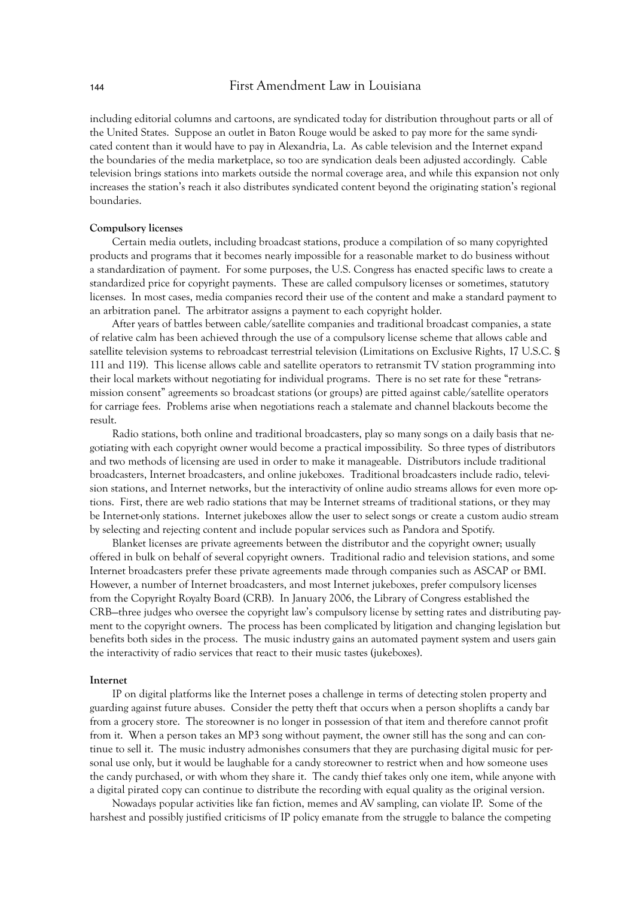including editorial columns and cartoons, are syndicated today for distribution throughout parts or all of the United States. Suppose an outlet in Baton Rouge would be asked to pay more for the same syndicated content than it would have to pay in Alexandria, La. As cable television and the Internet expand the boundaries of the media marketplace, so too are syndication deals been adjusted accordingly. Cable television brings stations into markets outside the normal coverage area, and while this expansion not only increases the station's reach it also distributes syndicated content beyond the originating station's regional boundaries.

**Compulsory licenses**

Certain media outlets, including broadcast stations, produce a compilation of so many copyrighted products and programs that it becomes nearly impossible for a reasonable market to do business without a standardization of payment. For some purposes, the U.S. Congress has enacted specific laws to create a standardized price for copyright payments. These are called compulsory licenses or sometimes, statutory licenses. In most cases, media companies record their use of the content and make a standard payment to an arbitration panel. The arbitrator assigns a payment to each copyright holder.

After years of battles between cable/satellite companies and traditional broadcast companies, a state of relative calm has been achieved through the use of a compulsory license scheme that allows cable and satellite television systems to rebroadcast terrestrial television (Limitations on Exclusive Rights, 17 U.S.C. § 111 and 119). This license allows cable and satellite operators to retransmit TV station programming into their local markets without negotiating for individual programs. There is no set rate for these "retransmission consent" agreements so broadcast stations (or groups) are pitted against cable/satellite operators for carriage fees. Problems arise when negotiations reach a stalemate and channel blackouts become the result.

Radio stations, both online and traditional broadcasters, play so many songs on a daily basis that negotiating with each copyright owner would become a practical impossibility. So three types of distributors and two methods of licensing are used in order to make it manageable. Distributors include traditional broadcasters, Internet broadcasters, and online jukeboxes. Traditional broadcasters include radio, television stations, and Internet networks, but the interactivity of online audio streams allows for even more options. First, there are web radio stations that may be Internet streams of traditional stations, or they may be Internet-only stations. Internet jukeboxes allow the user to select songs or create a custom audio stream by selecting and rejecting content and include popular services such as Pandora and Spotify.

Blanket licenses are private agreements between the distributor and the copyright owner; usually offered in bulk on behalf of several copyright owners. Traditional radio and television stations, and some Internet broadcasters prefer these private agreements made through companies such as ASCAP or BMI. However, a number of Internet broadcasters, and most Internet jukeboxes, prefer compulsory licenses from the Copyright Royalty Board (CRB). In January 2006, the Library of Congress established the CRB—three judges who oversee the copyright law's compulsory license by setting rates and distributing payment to the copyright owners. The process has been complicated by litigation and changing legislation but benefits both sides in the process. The music industry gains an automated payment system and users gain the interactivity of radio services that react to their music tastes (jukeboxes).

**Internet**

IP on digital platforms like the Internet poses a challenge in terms of detecting stolen property and guarding against future abuses. Consider the petty theft that occurs when a person shoplifts a candy bar from a grocery store. The storeowner is no longer in possession of that item and therefore cannot profit from it. When a person takes an MP3 song without payment, the owner still has the song and can continue to sell it. The music industry admonishes consumers that they are purchasing digital music for personal use only, but it would be laughable for a candy storeowner to restrict when and how someone uses the candy purchased, or with whom they share it. The candy thief takes only one item, while anyone with a digital pirated copy can continue to distribute the recording with equal quality as the original version.

Nowadays popular activities like fan fiction, memes and AV sampling, can violate IP. Some of the harshest and possibly justified criticisms of IP policy emanate from the struggle to balance the competing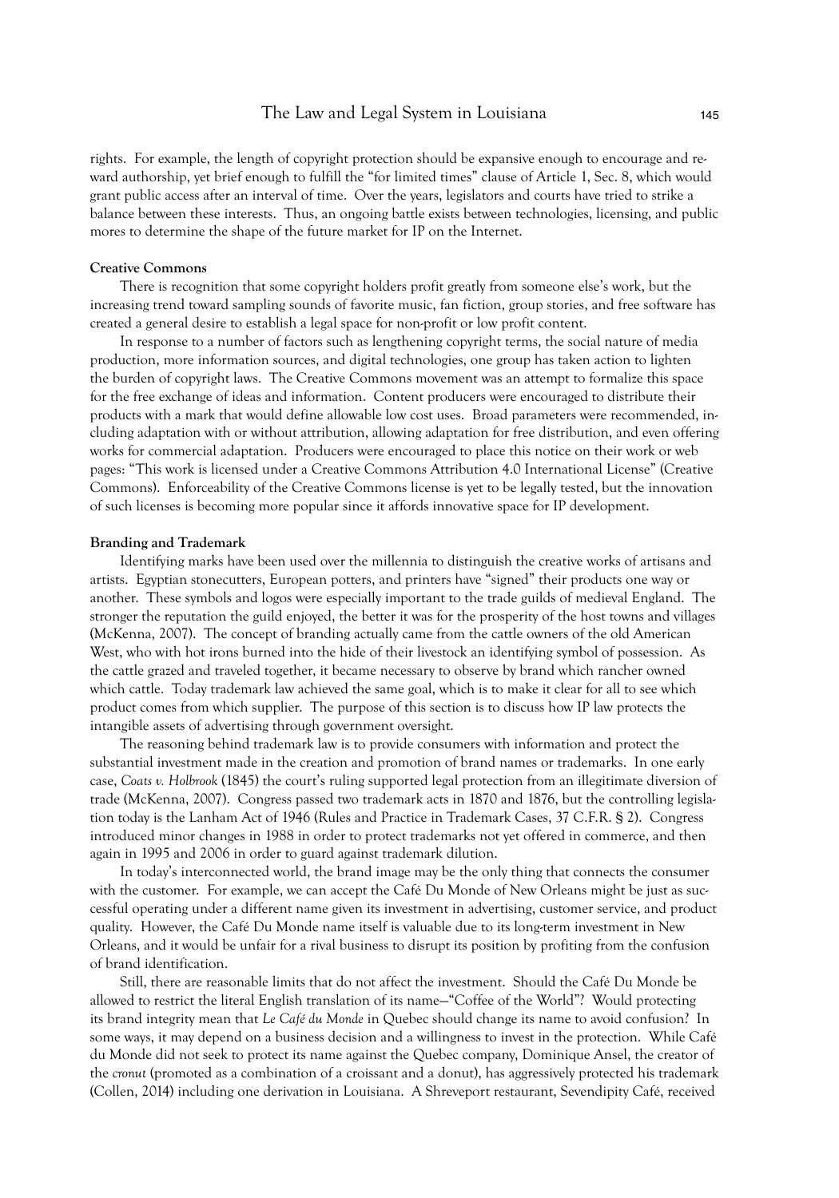rights. For example, the length of copyright protection should be expansive enough to encourage and reward authorship, yet brief enough to fulfill the "for limited times" clause of Article 1, Sec. 8, which would grant public access after an interval of time. Over the years, legislators and courts have tried to strike a balance between these interests. Thus, an ongoing battle exists between technologies, licensing, and public mores to determine the shape of the future market for IP on the Internet.

**Creative Commons**

There is recognition that some copyright holders profit greatly from someone else's work, but the increasing trend toward sampling sounds of favorite music, fan fiction, group stories, and free software has created a general desire to establish a legal space for non-profit or low profit content.

In response to a number of factors such as lengthening copyright terms, the social nature of media production, more information sources, and digital technologies, one group has taken action to lighten the burden of copyright laws. The Creative Commons movement was an attempt to formalize this space for the free exchange of ideas and information. Content producers were encouraged to distribute their products with a mark that would define allowable low cost uses. Broad parameters were recommended, including adaptation with or without attribution, allowing adaptation for free distribution, and even offering works for commercial adaptation. Producers were encouraged to place this notice on their work or web pages: "This work is licensed under a Creative Commons Attribution 4.0 International License" (Creative Commons). Enforceability of the Creative Commons license is yet to be legally tested, but the innovation of such licenses is becoming more popular since it affords innovative space for IP development.

**Branding and Trademark**

Identifying marks have been used over the millennia to distinguish the creative works of artisans and artists. Egyptian stonecutters, European potters, and printers have "signed" their products one way or another. These symbols and logos were especially important to the trade guilds of medieval England. The stronger the reputation the guild enjoyed, the better it was for the prosperity of the host towns and villages (McKenna, 2007). The concept of branding actually came from the cattle owners of the old American West, who with hot irons burned into the hide of their livestock an identifying symbol of possession. As the cattle grazed and traveled together, it became necessary to observe by brand which rancher owned which cattle. Today trademark law achieved the same goal, which is to make it clear for all to see which product comes from which supplier. The purpose of this section is to discuss how IP law protects the intangible assets of advertising through government oversight.

The reasoning behind trademark law is to provide consumers with information and protect the substantial investment made in the creation and promotion of brand names or trademarks. In one early case, *Coats v. Holbrook* (1845) the court's ruling supported legal protection from an illegitimate diversion of trade (McKenna, 2007). Congress passed two trademark acts in 1870 and 1876, but the controlling legislation today is the Lanham Act of 1946 (Rules and Practice in Trademark Cases, 37 C.F.R. § 2). Congress introduced minor changes in 1988 in order to protect trademarks not yet offered in commerce, and then again in 1995 and 2006 in order to guard against trademark dilution.

In today's interconnected world, the brand image may be the only thing that connects the consumer with the customer. For example, we can accept the Café Du Monde of New Orleans might be just as successful operating under a different name given its investment in advertising, customer service, and product quality. However, the Café Du Monde name itself is valuable due to its long-term investment in New Orleans, and it would be unfair for a rival business to disrupt its position by profiting from the confusion of brand identification.

Still, there are reasonable limits that do not affect the investment. Should the Café Du Monde be allowed to restrict the literal English translation of its name—"Coffee of the World"? Would protecting its brand integrity mean that *Le Café du Monde* in Quebec should change its name to avoid confusion? In some ways, it may depend on a business decision and a willingness to invest in the protection. While Café du Monde did not seek to protect its name against the Quebec company, Dominique Ansel, the creator of the *cronut* (promoted as a combination of a croissant and a donut), has aggressively protected his trademark (Collen, 2014) including one derivation in Louisiana. A Shreveport restaurant, Sevendipity Café, received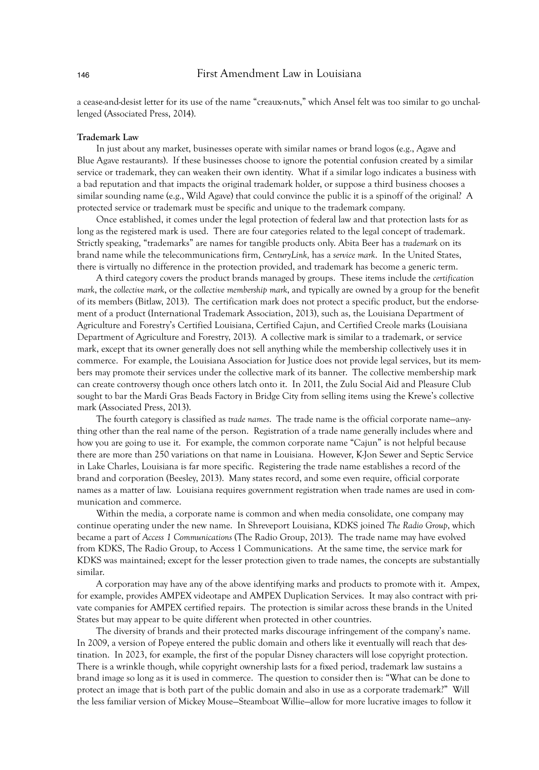a cease-and-desist letter for its use of the name "creaux-nuts," which Ansel felt was too similar to go unchallenged (Associated Press, 2014).

**Trademark Law**

In just about any market, businesses operate with similar names or brand logos (e.g., Agave and Blue Agave restaurants). If these businesses choose to ignore the potential confusion created by a similar service or trademark, they can weaken their own identity. What if a similar logo indicates a business with a bad reputation and that impacts the original trademark holder, or suppose a third business chooses a similar sounding name (e.g., Wild Agave) that could convince the public it is a spinoff of the original? A protected service or trademark must be specific and unique to the trademark company.

Once established, it comes under the legal protection of federal law and that protection lasts for as long as the registered mark is used. There are four categories related to the legal concept of trademark. Strictly speaking, "trademarks" are names for tangible products only. Abita Beer has a *trademark* on its brand name while the telecommunications firm, *CenturyLink,* has a *service mark*. In the United States, there is virtually no difference in the protection provided, and trademark has become a generic term.

A third category covers the product brands managed by groups. These items include the *certification mark*, the *collective mark*, or the *collective membership mark*, and typically are owned by a group for the benefit of its members (Bitlaw, 2013). The certification mark does not protect a specific product, but the endorsement of a product (International Trademark Association, 2013), such as, the Louisiana Department of Agriculture and Forestry's Certified Louisiana, Certified Cajun, and Certified Creole marks (Louisiana Department of Agriculture and Forestry, 2013). A collective mark is similar to a trademark, or service mark, except that its owner generally does not sell anything while the membership collectively uses it in commerce. For example, the Louisiana Association for Justice does not provide legal services, but its members may promote their services under the collective mark of its banner. The collective membership mark can create controversy though once others latch onto it. In 2011, the Zulu Social Aid and Pleasure Club sought to bar the Mardi Gras Beads Factory in Bridge City from selling items using the Krewe's collective mark (Associated Press, 2013).

The fourth category is classified as *trade names*. The trade name is the official corporate name—anything other than the real name of the person. Registration of a trade name generally includes where and how you are going to use it. For example, the common corporate name "Cajun" is not helpful because there are more than 250 variations on that name in Louisiana. However, K-Jon Sewer and Septic Service in Lake Charles, Louisiana is far more specific. Registering the trade name establishes a record of the brand and corporation (Beesley, 2013). Many states record, and some even require, official corporate names as a matter of law. Louisiana requires government registration when trade names are used in communication and commerce.

Within the media, a corporate name is common and when media consolidate, one company may continue operating under the new name. In Shreveport Louisiana, KDKS joined *The Radio Group*, which became a part of *Access 1 Communications* (The Radio Group, 2013). The trade name may have evolved from KDKS, The Radio Group, to Access 1 Communications. At the same time, the service mark for KDKS was maintained; except for the lesser protection given to trade names, the concepts are substantially similar.

A corporation may have any of the above identifying marks and products to promote with it. Ampex, for example, provides AMPEX videotape and AMPEX Duplication Services. It may also contract with private companies for AMPEX certified repairs. The protection is similar across these brands in the United States but may appear to be quite different when protected in other countries.

The diversity of brands and their protected marks discourage infringement of the company's name. In 2009, a version of Popeye entered the public domain and others like it eventually will reach that destination. In 2023, for example, the first of the popular Disney characters will lose copyright protection. There is a wrinkle though, while copyright ownership lasts for a fixed period, trademark law sustains a brand image so long as it is used in commerce. The question to consider then is: "What can be done to protect an image that is both part of the public domain and also in use as a corporate trademark?" Will the less familiar version of Mickey Mouse—Steamboat Willie—allow for more lucrative images to follow it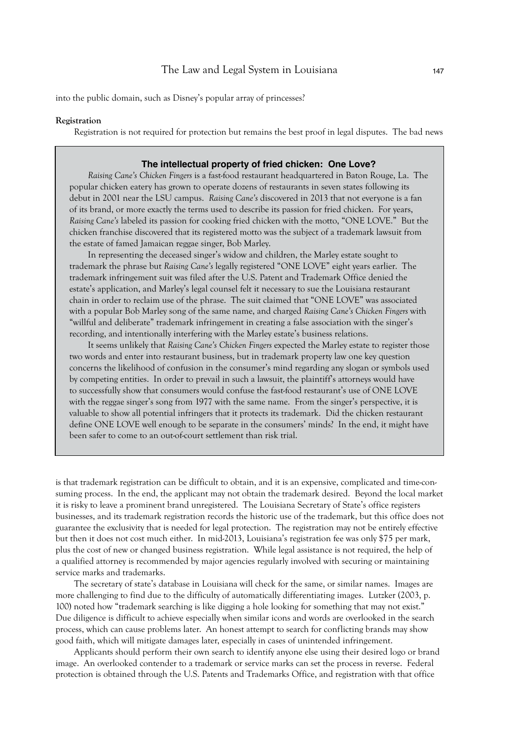into the public domain, such as Disney's popular array of princesses?

**Registration**

Registration is not required for protection but remains the best proof in legal disputes. The bad news is that trademark registration can be difficult to obtain, and it is an expensive, complicated and time-consuming process. In the end, the applicant may not obtain the trademark desired. Beyond the local market it is risky to leave a prominent brand unregistered. The Louisiana Secretary of State's office registers businesses, and its trademark registration records the historic use of the trademark, but this office does not guarantee the exclusivity that is needed for legal protection. The registration may not be entirely effective but then it does not cost much either. In mid-2013, Louisiana's registration fee was only $75 per mark, plus the cost of new or changed business registration. While legal assistance is not required, the help of a qualified attorney is recommended by major agencies regularly involved with securing or maintaining service marks and trademarks.

> **The intellectual property of fried chicken: One Love?**
>
> *Raising Cane's Chicken Fingers* is a fast-food restaurant headquartered in Baton Rouge, La. The popular chicken eatery has grown to operate dozens of restaurants in seven states following its debut in 2001 near the LSU campus. *Raising Cane's* discovered in 2013 that not everyone is a fan of its brand, or more exactly the terms used to describe its passion for fried chicken. For years, *Raising Cane's* labeled its passion for cooking fried chicken with the motto, "ONE LOVE." But the chicken franchise discovered that its registered motto was the subject of a trademark lawsuit from the estate of famed Jamaican reggae singer, Bob Marley.
>
> In representing the deceased singer's widow and children, the Marley estate sought to trademark the phrase but *Raising Cane's* legally registered "ONE LOVE" eight years earlier. The trademark infringement suit was filed after the U.S. Patent and Trademark Office denied the estate's application, and Marley's legal counsel felt it necessary to sue the Louisiana restaurant chain in order to reclaim use of the phrase. The suit claimed that "ONE LOVE" was associated with a popular Bob Marley song of the same name, and charged *Raising Cane's Chicken Fingers* with "willful and deliberate" trademark infringement in creating a false association with the singer's recording, and intentionally interfering with the Marley estate's business relations.
>
> It seems unlikely that *Raising Cane's Chicken Fingers* expected the Marley estate to register those two words and enter into restaurant business, but in trademark property law one key question concerns the likelihood of confusion in the consumer's mind regarding any slogan or symbols used by competing entities. In order to prevail in such a lawsuit, the plaintiff's attorneys would have to successfully show that consumers would confuse the fast-food restaurant's use of ONE LOVE with the reggae singer's song from 1977 with the same name. From the singer's perspective, it is valuable to show all potential infringers that it protects its trademark. Did the chicken restaurant define ONE LOVE well enough to be separate in the consumers' minds? In the end, it might have been safer to come to an out-of-court settlement than risk trial.

The secretary of state's database in Louisiana will check for the same, or similar names. Images are more challenging to find due to the difficulty of automatically differentiating images. Lutzker (2003, p. 100) noted how "trademark searching is like digging a hole looking for something that may not exist." Due diligence is difficult to achieve especially when similar icons and words are overlooked in the search process, which can cause problems later. An honest attempt to search for conflicting brands may show good faith, which will mitigate damages later, especially in cases of unintended infringement.

Applicants should perform their own search to identify anyone else using their desired logo or brand image. An overlooked contender to a trademark or service marks can set the process in reverse. Federal protection is obtained through the U.S. Patents and Trademarks Office, and registration with that office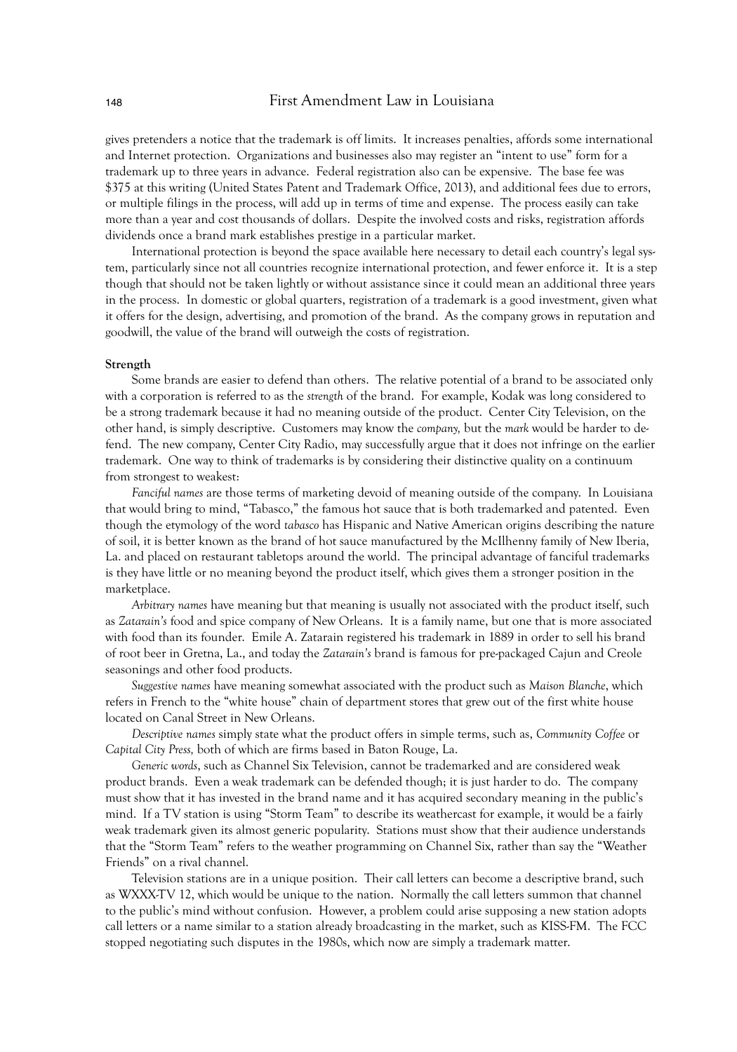gives pretenders a notice that the trademark is off limits. It increases penalties, affords some international and Internet protection. Organizations and businesses also may register an "intent to use" form for a trademark up to three years in advance. Federal registration also can be expensive. The base fee was $375 at this writing (United States Patent and Trademark Office, 2013), and additional fees due to errors, or multiple filings in the process, will add up in terms of time and expense. The process easily can take more than a year and cost thousands of dollars. Despite the involved costs and risks, registration affords dividends once a brand mark establishes prestige in a particular market.

International protection is beyond the space available here necessary to detail each country's legal system, particularly since not all countries recognize international protection, and fewer enforce it. It is a step though that should not be taken lightly or without assistance since it could mean an additional three years in the process. In domestic or global quarters, registration of a trademark is a good investment, given what it offers for the design, advertising, and promotion of the brand. As the company grows in reputation and goodwill, the value of the brand will outweigh the costs of registration.

**Strength**

Some brands are easier to defend than others. The relative potential of a brand to be associated only with a corporation is referred to as the *strength* of the brand. For example, Kodak was long considered to be a strong trademark because it had no meaning outside of the product. Center City Television, on the other hand, is simply descriptive. Customers may know the *company,* but the *mark* would be harder to defend. The new company, Center City Radio, may successfully argue that it does not infringe on the earlier trademark. One way to think of trademarks is by considering their distinctive quality on a continuum from strongest to weakest:

*Fanciful names* are those terms of marketing devoid of meaning outside of the company. In Louisiana that would bring to mind, "Tabasco," the famous hot sauce that is both trademarked and patented. Even though the etymology of the word *tabasco* has Hispanic and Native American origins describing the nature of soil, it is better known as the brand of hot sauce manufactured by the McIlhenny family of New Iberia, La. and placed on restaurant tabletops around the world. The principal advantage of fanciful trademarks is they have little or no meaning beyond the product itself, which gives them a stronger position in the marketplace.

*Arbitrary names* have meaning but that meaning is usually not associated with the product itself, such as *Zatarain's* food and spice company of New Orleans. It is a family name, but one that is more associated with food than its founder. Emile A. Zatarain registered his trademark in 1889 in order to sell his brand of root beer in Gretna, La., and today the *Zatarain's* brand is famous for pre-packaged Cajun and Creole seasonings and other food products.

*Suggestive names* have meaning somewhat associated with the product such as *Maison Blanche*, which refers in French to the "white house" chain of department stores that grew out of the first white house located on Canal Street in New Orleans.

*Descriptive names* simply state what the product offers in simple terms, such as, *Community Coffee* or *Capital City Press,* both of which are firms based in Baton Rouge, La.

*Generic words*, such as Channel Six Television, cannot be trademarked and are considered weak product brands. Even a weak trademark can be defended though; it is just harder to do. The company must show that it has invested in the brand name and it has acquired secondary meaning in the public's mind. If a TV station is using "Storm Team" to describe its weathercast for example, it would be a fairly weak trademark given its almost generic popularity. Stations must show that their audience understands that the "Storm Team" refers to the weather programming on Channel Six, rather than say the "Weather Friends" on a rival channel.

Television stations are in a unique position. Their call letters can become a descriptive brand, such as WXXX-TV 12, which would be unique to the nation. Normally the call letters summon that channel to the public's mind without confusion. However, a problem could arise supposing a new station adopts call letters or a name similar to a station already broadcasting in the market, such as KISS-FM. The FCC stopped negotiating such disputes in the 1980s, which now are simply a trademark matter.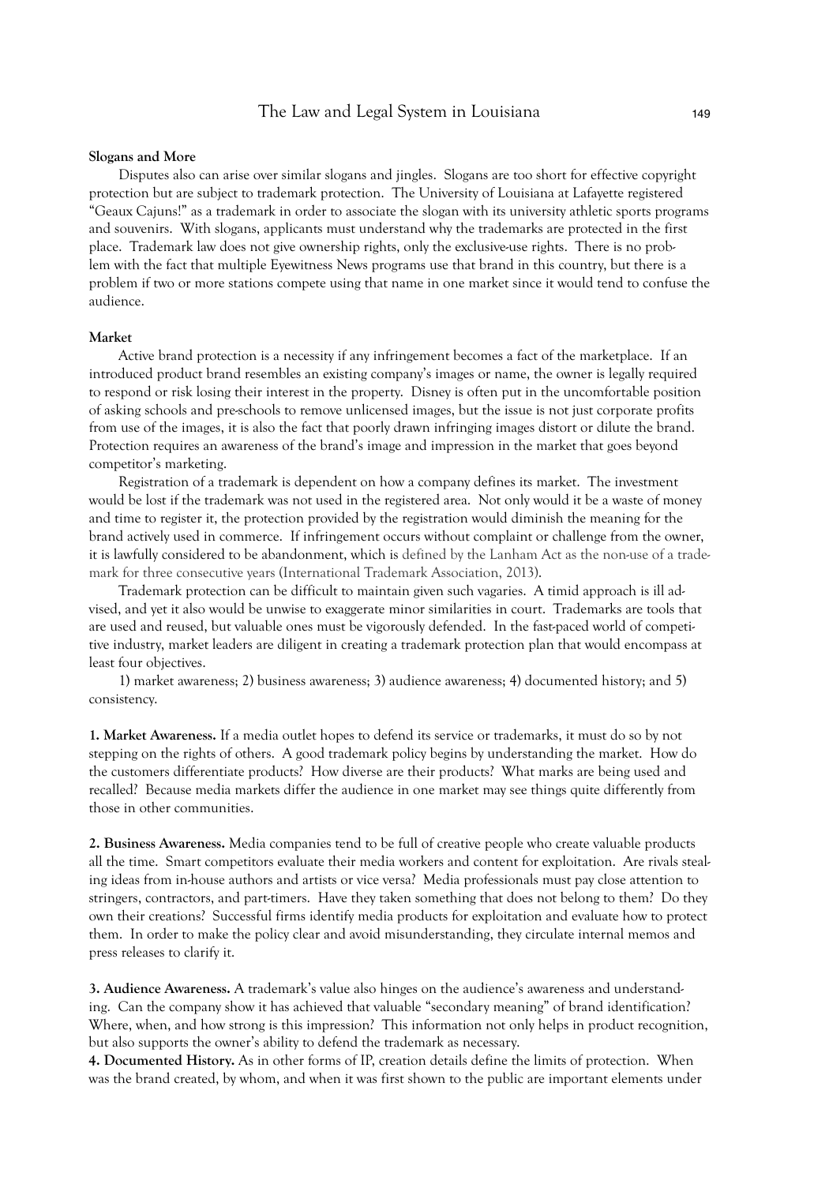**Slogans and More**

Disputes also can arise over similar slogans and jingles. Slogans are too short for effective copyright protection but are subject to trademark protection. The University of Louisiana at Lafayette registered "Geaux Cajuns!" as a trademark in order to associate the slogan with its university athletic sports programs and souvenirs. With slogans, applicants must understand why the trademarks are protected in the first place. Trademark law does not give ownership rights, only the exclusive-use rights. There is no problem with the fact that multiple Eyewitness News programs use that brand in this country, but there is a problem if two or more stations compete using that name in one market since it would tend to confuse the audience.

**Market**

Active brand protection is a necessity if any infringement becomes a fact of the marketplace. If an introduced product brand resembles an existing company's images or name, the owner is legally required to respond or risk losing their interest in the property. Disney is often put in the uncomfortable position of asking schools and pre-schools to remove unlicensed images, but the issue is not just corporate profits from use of the images, it is also the fact that poorly drawn infringing images distort or dilute the brand. Protection requires an awareness of the brand's image and impression in the market that goes beyond competitor's marketing.

Registration of a trademark is dependent on how a company defines its market. The investment would be lost if the trademark was not used in the registered area. Not only would it be a waste of money and time to register it, the protection provided by the registration would diminish the meaning for the brand actively used in commerce. If infringement occurs without complaint or challenge from the owner, it is lawfully considered to be abandonment, which is defined by the Lanham Act as the non-use of a trademark for three consecutive years (International Trademark Association, 2013).

Trademark protection can be difficult to maintain given such vagaries. A timid approach is ill advised, and yet it also would be unwise to exaggerate minor similarities in court. Trademarks are tools that are used and reused, but valuable ones must be vigorously defended. In the fast-paced world of competitive industry, market leaders are diligent in creating a trademark protection plan that would encompass at least four objectives.

1) market awareness; 2) business awareness; 3) audience awareness; 4) documented history; and 5) consistency.

**1. Market Awareness.** If a media outlet hopes to defend its service or trademarks, it must do so by not stepping on the rights of others. A good trademark policy begins by understanding the market. How do the customers differentiate products? How diverse are their products? What marks are being used and recalled? Because media markets differ the audience in one market may see things quite differently from those in other communities.

**2. Business Awareness.** Media companies tend to be full of creative people who create valuable products all the time. Smart competitors evaluate their media workers and content for exploitation. Are rivals stealing ideas from in-house authors and artists or vice versa? Media professionals must pay close attention to stringers, contractors, and part-timers. Have they taken something that does not belong to them? Do they own their creations? Successful firms identify media products for exploitation and evaluate how to protect them. In order to make the policy clear and avoid misunderstanding, they circulate internal memos and press releases to clarify it.

**3. Audience Awareness.** A trademark's value also hinges on the audience's awareness and understanding. Can the company show it has achieved that valuable "secondary meaning" of brand identification? Where, when, and how strong is this impression? This information not only helps in product recognition, but also supports the owner's ability to defend the trademark as necessary.

**4. Documented History.** As in other forms of IP, creation details define the limits of protection. When was the brand created, by whom, and when it was first shown to the public are important elements under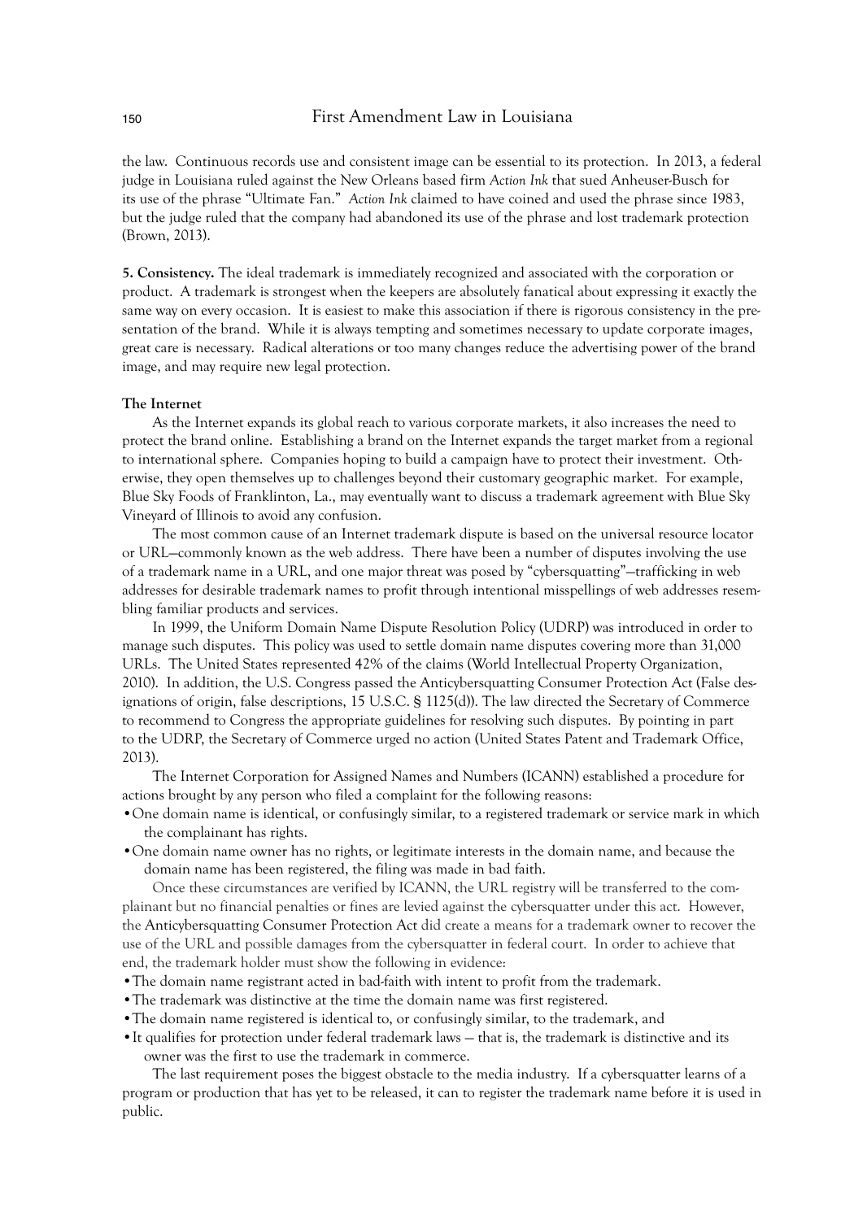the law. Continuous records use and consistent image can be essential to its protection. In 2013, a federal judge in Louisiana ruled against the New Orleans based firm *Action Ink* that sued Anheuser-Busch for its use of the phrase "Ultimate Fan." *Action Ink* claimed to have coined and used the phrase since 1983, but the judge ruled that the company had abandoned its use of the phrase and lost trademark protection (Brown, 2013).

**5. Consistency.** The ideal trademark is immediately recognized and associated with the corporation or product. A trademark is strongest when the keepers are absolutely fanatical about expressing it exactly the same way on every occasion. It is easiest to make this association if there is rigorous consistency in the presentation of the brand. While it is always tempting and sometimes necessary to update corporate images, great care is necessary. Radical alterations or too many changes reduce the advertising power of the brand image, and may require new legal protection.

**The Internet**

As the Internet expands its global reach to various corporate markets, it also increases the need to protect the brand online. Establishing a brand on the Internet expands the target market from a regional to international sphere. Companies hoping to build a campaign have to protect their investment. Otherwise, they open themselves up to challenges beyond their customary geographic market. For example, Blue Sky Foods of Franklinton, La., may eventually want to discuss a trademark agreement with Blue Sky Vineyard of Illinois to avoid any confusion.

The most common cause of an Internet trademark dispute is based on the universal resource locator or URL—commonly known as the web address. There have been a number of disputes involving the use of a trademark name in a URL, and one major threat was posed by "cybersquatting"—trafficking in web addresses for desirable trademark names to profit through intentional misspellings of web addresses resembling familiar products and services.

In 1999, the Uniform Domain Name Dispute Resolution Policy (UDRP) was introduced in order to manage such disputes. This policy was used to settle domain name disputes covering more than 31,000 URLs. The United States represented 42% of the claims (World Intellectual Property Organization, 2010). In addition, the U.S. Congress passed the Anticybersquatting Consumer Protection Act (False designations of origin, false descriptions, 15 U.S.C. § 1125(d)). The law directed the Secretary of Commerce to recommend to Congress the appropriate guidelines for resolving such disputes. By pointing in part to the UDRP, the Secretary of Commerce urged no action (United States Patent and Trademark Office, 2013).

The Internet Corporation for Assigned Names and Numbers (ICANN) established a procedure for actions brought by any person who filed a complaint for the following reasons:

- One domain name is identical, or confusingly similar, to a registered trademark or service mark in which the complainant has rights.
- One domain name owner has no rights, or legitimate interests in the domain name, and because the domain name has been registered, the filing was made in bad faith.

Once these circumstances are verified by ICANN, the URL registry will be transferred to the complainant but no financial penalties or fines are levied against the cybersquatter under this act. However, the Anticybersquatting Consumer Protection Act did create a means for a trademark owner to recover the use of the URL and possible damages from the cybersquatter in federal court. In order to achieve that end, the trademark holder must show the following in evidence:

- The domain name registrant acted in bad-faith with intent to profit from the trademark.
- The trademark was distinctive at the time the domain name was first registered.
- The domain name registered is identical to, or confusingly similar, to the trademark, and
- It qualifies for protection under federal trademark laws — that is, the trademark is distinctive and its owner was the first to use the trademark in commerce.

The last requirement poses the biggest obstacle to the media industry. If a cybersquatter learns of a program or production that has yet to be released, it can to register the trademark name before it is used in public.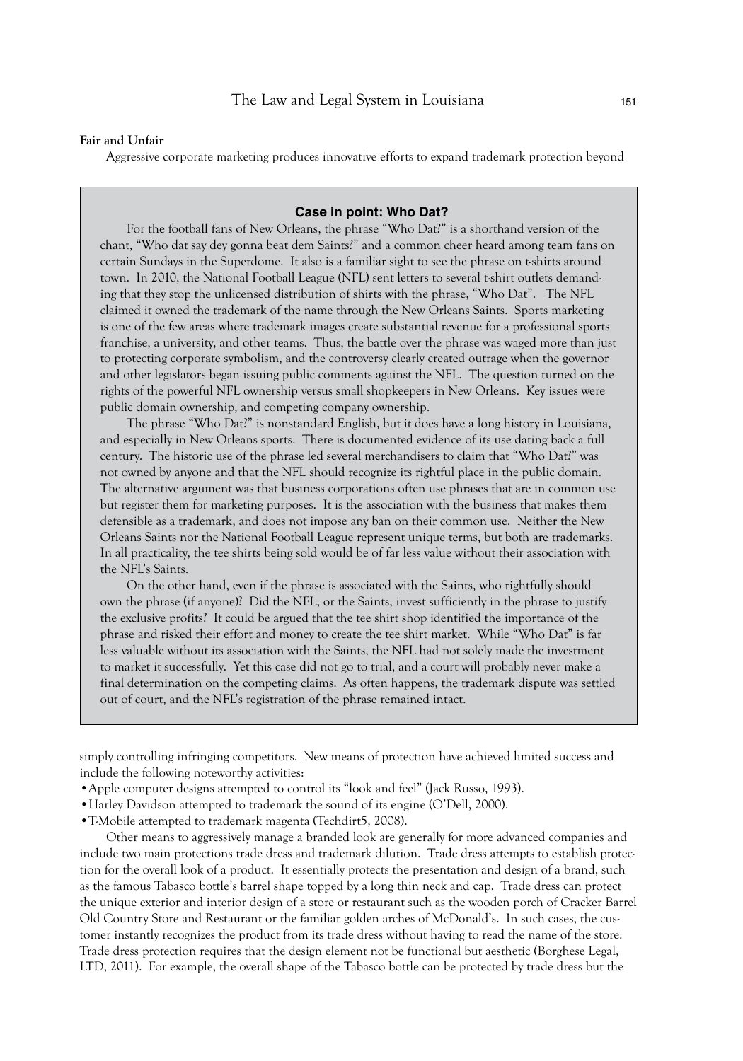**Fair and Unfair**

Aggressive corporate marketing produces innovative efforts to expand trademark protection beyond

> **Case in point: Who Dat?**
>
> For the football fans of New Orleans, the phrase "Who Dat?" is a shorthand version of the chant, "Who dat say dey gonna beat dem Saints?" and a common cheer heard among team fans on certain Sundays in the Superdome. It also is a familiar sight to see the phrase on t-shirts around town. In 2010, the National Football League (NFL) sent letters to several t-shirt outlets demanding that they stop the unlicensed distribution of shirts with the phrase, "Who Dat". The NFL claimed it owned the trademark of the name through the New Orleans Saints. Sports marketing is one of the few areas where trademark images create substantial revenue for a professional sports franchise, a university, and other teams. Thus, the battle over the phrase was waged more than just to protecting corporate symbolism, and the controversy clearly created outrage when the governor and other legislators began issuing public comments against the NFL. The question turned on the rights of the powerful NFL ownership versus small shopkeepers in New Orleans. Key issues were public domain ownership, and competing company ownership.
>
> The phrase "Who Dat?" is nonstandard English, but it does have a long history in Louisiana, and especially in New Orleans sports. There is documented evidence of its use dating back a full century. The historic use of the phrase led several merchandisers to claim that "Who Dat?" was not owned by anyone and that the NFL should recognize its rightful place in the public domain. The alternative argument was that business corporations often use phrases that are in common use but register them for marketing purposes. It is the association with the business that makes them defensible as a trademark, and does not impose any ban on their common use. Neither the New Orleans Saints nor the National Football League represent unique terms, but both are trademarks. In all practicality, the tee shirts being sold would be of far less value without their association with the NFL's Saints.
>
> On the other hand, even if the phrase is associated with the Saints, who rightfully should own the phrase (if anyone)? Did the NFL, or the Saints, invest sufficiently in the phrase to justify the exclusive profits? It could be argued that the tee shirt shop identified the importance of the phrase and risked their effort and money to create the tee shirt market. While "Who Dat" is far less valuable without its association with the Saints, the NFL had not solely made the investment to market it successfully. Yet this case did not go to trial, and a court will probably never make a final determination on the competing claims. As often happens, the trademark dispute was settled out of court, and the NFL's registration of the phrase remained intact.

simply controlling infringing competitors. New means of protection have achieved limited success and include the following noteworthy activities:

- Apple computer designs attempted to control its "look and feel" (Jack Russo, 1993).
- Harley Davidson attempted to trademark the sound of its engine (O'Dell, 2000).
- T-Mobile attempted to trademark magenta (Techdirt5, 2008).

Other means to aggressively manage a branded look are generally for more advanced companies and include two main protections trade dress and trademark dilution. Trade dress attempts to establish protection for the overall look of a product. It essentially protects the presentation and design of a brand, such as the famous Tabasco bottle's barrel shape topped by a long thin neck and cap. Trade dress can protect the unique exterior and interior design of a store or restaurant such as the wooden porch of Cracker Barrel Old Country Store and Restaurant or the familiar golden arches of McDonald's. In such cases, the customer instantly recognizes the product from its trade dress without having to read the name of the store. Trade dress protection requires that the design element not be functional but aesthetic (Borghese Legal, LTD, 2011). For example, the overall shape of the Tabasco bottle can be protected by trade dress but the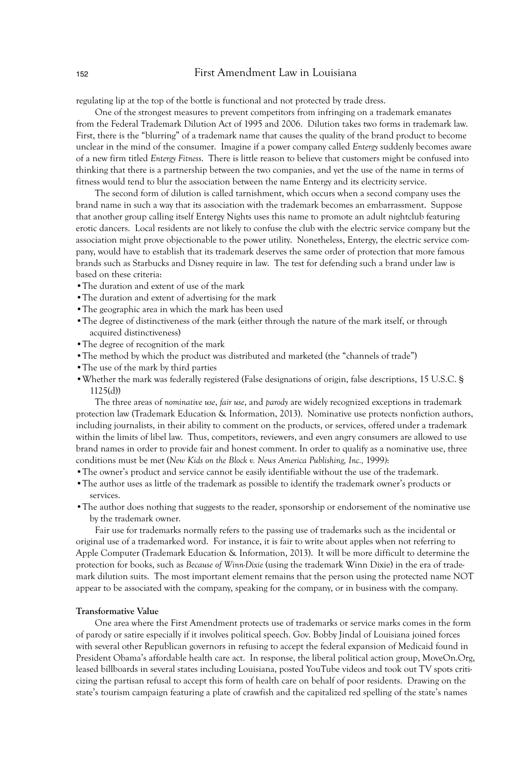regulating lip at the top of the bottle is functional and not protected by trade dress.

One of the strongest measures to prevent competitors from infringing on a trademark emanates from the Federal Trademark Dilution Act of 1995 and 2006. Dilution takes two forms in trademark law. First, there is the "blurring" of a trademark name that causes the quality of the brand product to become unclear in the mind of the consumer. Imagine if a power company called *Entergy* suddenly becomes aware of a new firm titled *Entergy Fitness*. There is little reason to believe that customers might be confused into thinking that there is a partnership between the two companies, and yet the use of the name in terms of fitness would tend to blur the association between the name Entergy and its electricity service.

The second form of dilution is called tarnishment, which occurs when a second company uses the brand name in such a way that its association with the trademark becomes an embarrassment. Suppose that another group calling itself Entergy Nights uses this name to promote an adult nightclub featuring erotic dancers. Local residents are not likely to confuse the club with the electric service company but the association might prove objectionable to the power utility. Nonetheless, Entergy, the electric service company, would have to establish that its trademark deserves the same order of protection that more famous brands such as Starbucks and Disney require in law. The test for defending such a brand under law is based on these criteria:

- The duration and extent of use of the mark
- The duration and extent of advertising for the mark
- The geographic area in which the mark has been used
- The degree of distinctiveness of the mark (either through the nature of the mark itself, or through acquired distinctiveness)
- The degree of recognition of the mark
- The method by which the product was distributed and marketed (the "channels of trade")
- The use of the mark by third parties
- Whether the mark was federally registered (False designations of origin, false descriptions, 15 U.S.C. § 1125(d))

The three areas of *nominative use*, *fair use*, and *parody* are widely recognized exceptions in trademark protection law (Trademark Education & Information, 2013). Nominative use protects nonfiction authors, including journalists, in their ability to comment on the products, or services, offered under a trademark within the limits of libel law. Thus, competitors, reviewers, and even angry consumers are allowed to use brand names in order to provide fair and honest comment. In order to qualify as a nominative use, three conditions must be met (*New Kids on the Block v. News America Publishing, Inc.,* 1999):

- The owner's product and service cannot be easily identifiable without the use of the trademark.
- The author uses as little of the trademark as possible to identify the trademark owner's products or services.
- The author does nothing that suggests to the reader, sponsorship or endorsement of the nominative use by the trademark owner.

Fair use for trademarks normally refers to the passing use of trademarks such as the incidental or original use of a trademarked word. For instance, it is fair to write about apples when not referring to Apple Computer (Trademark Education & Information, 2013). It will be more difficult to determine the protection for books, such as *Because of Winn-Dixie* (using the trademark Winn Dixie) in the era of trademark dilution suits. The most important element remains that the person using the protected name NOT appear to be associated with the company, speaking for the company, or in business with the company.

**Transformative Value**

One area where the First Amendment protects use of trademarks or service marks comes in the form of parody or satire especially if it involves political speech. Gov. Bobby Jindal of Louisiana joined forces with several other Republican governors in refusing to accept the federal expansion of Medicaid found in President Obama's affordable health care act. In response, the liberal political action group, MoveOn.Org, leased billboards in several states including Louisiana, posted YouTube videos and took out TV spots criticizing the partisan refusal to accept this form of health care on behalf of poor residents. Drawing on the state's tourism campaign featuring a plate of crawfish and the capitalized red spelling of the state's names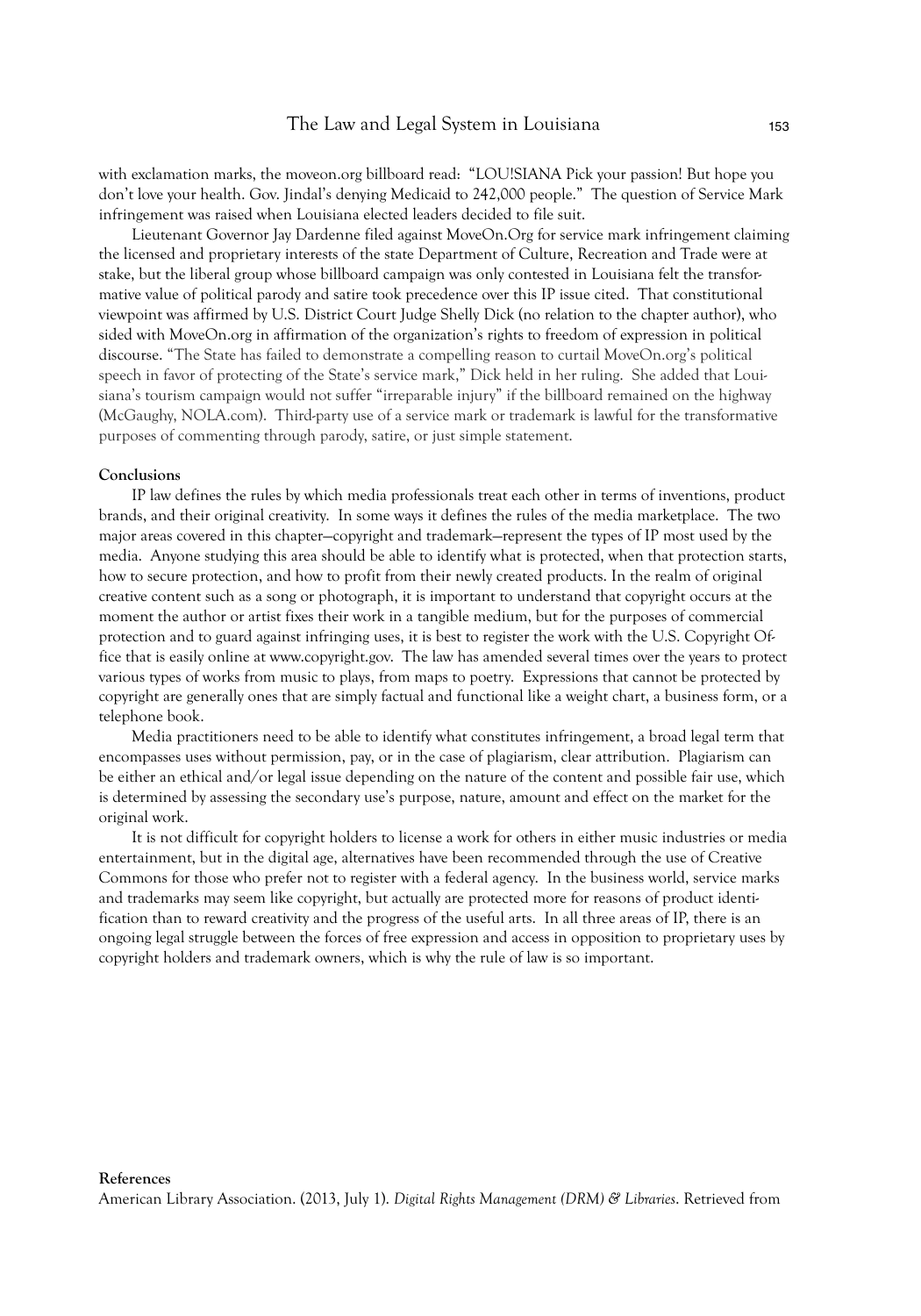with exclamation marks, the moveon.org billboard read: "LOU!SIANA Pick your passion! But hope you don't love your health. Gov. Jindal's denying Medicaid to 242,000 people." The question of Service Mark infringement was raised when Louisiana elected leaders decided to file suit.

Lieutenant Governor Jay Dardenne filed against MoveOn.Org for service mark infringement claiming the licensed and proprietary interests of the state Department of Culture, Recreation and Trade were at stake, but the liberal group whose billboard campaign was only contested in Louisiana felt the transformative value of political parody and satire took precedence over this IP issue cited. That constitutional viewpoint was affirmed by U.S. District Court Judge Shelly Dick (no relation to the chapter author), who sided with MoveOn.org in affirmation of the organization's rights to freedom of expression in political discourse. "The State has failed to demonstrate a compelling reason to curtail MoveOn.org's political speech in favor of protecting of the State's service mark," Dick held in her ruling. She added that Louisiana's tourism campaign would not suffer "irreparable injury" if the billboard remained on the highway (McGaughy, NOLA.com). Third-party use of a service mark or trademark is lawful for the transformative purposes of commenting through parody, satire, or just simple statement.

**Conclusions**

IP law defines the rules by which media professionals treat each other in terms of inventions, product brands, and their original creativity. In some ways it defines the rules of the media marketplace. The two major areas covered in this chapter—copyright and trademark—represent the types of IP most used by the media. Anyone studying this area should be able to identify what is protected, when that protection starts, how to secure protection, and how to profit from their newly created products. In the realm of original creative content such as a song or photograph, it is important to understand that copyright occurs at the moment the author or artist fixes their work in a tangible medium, but for the purposes of commercial protection and to guard against infringing uses, it is best to register the work with the U.S. Copyright Office that is easily online at www.copyright.gov. The law has amended several times over the years to protect various types of works from music to plays, from maps to poetry. Expressions that cannot be protected by copyright are generally ones that are simply factual and functional like a weight chart, a business form, or a telephone book.

Media practitioners need to be able to identify what constitutes infringement, a broad legal term that encompasses uses without permission, pay, or in the case of plagiarism, clear attribution. Plagiarism can be either an ethical and/or legal issue depending on the nature of the content and possible fair use, which is determined by assessing the secondary use's purpose, nature, amount and effect on the market for the original work.

It is not difficult for copyright holders to license a work for others in either music industries or media entertainment, but in the digital age, alternatives have been recommended through the use of Creative Commons for those who prefer not to register with a federal agency. In the business world, service marks and trademarks may seem like copyright, but actually are protected more for reasons of product identification than to reward creativity and the progress of the useful arts. In all three areas of IP, there is an ongoing legal struggle between the forces of free expression and access in opposition to proprietary uses by copyright holders and trademark owners, which is why the rule of law is so important.

**References**

American Library Association. (2013, July 1). *Digital Rights Management (DRM) & Libraries*. Retrieved from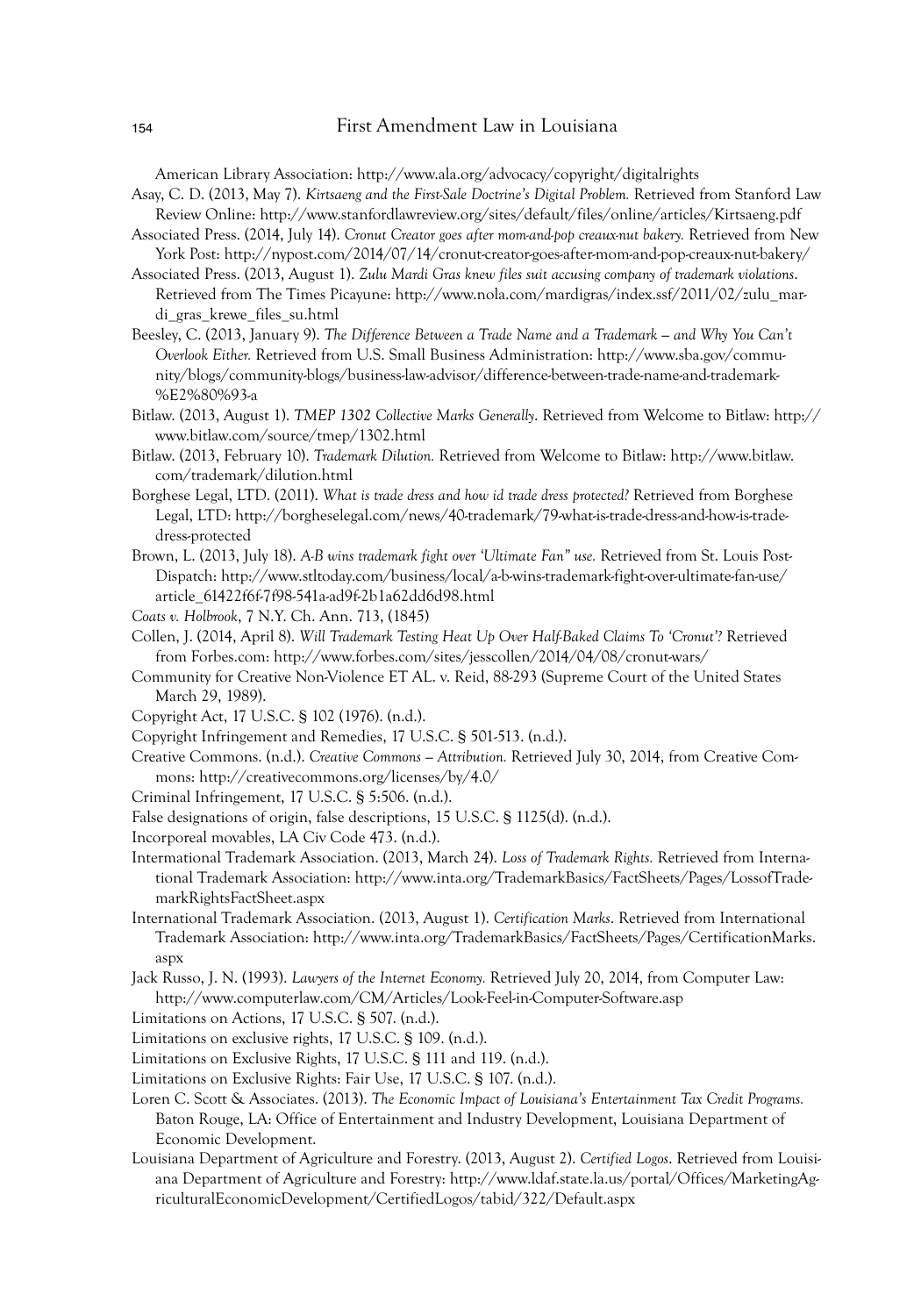American Library Association: http://www.ala.org/advocacy/copyright/digitalrights

Asay, C. D. (2013, May 7). *Kirtsaeng and the First-Sale Doctrine's Digital Problem.* Retrieved from Stanford Law Review Online: http://www.stanfordlawreview.org/sites/default/files/online/articles/Kirtsaeng.pdf

Associated Press. (2014, July 14). *Cronut Creator goes after mom-and-pop creaux-nut bakery.* Retrieved from New York Post: http://nypost.com/2014/07/14/cronut-creator-goes-after-mom-and-pop-creaux-nut-bakery/

Associated Press. (2013, August 1). *Zulu Mardi Gras knew files suit accusing company of trademark violations*. Retrieved from The Times Picayune: http://www.nola.com/mardigras/index.ssf/2011/02/zulu_mardi_gras_krewe_files_su.html

Beesley, C. (2013, January 9). *The Difference Between a Trade Name and a Trademark – and Why You Can't Overlook Either.* Retrieved from U.S. Small Business Administration: http://www.sba.gov/community/blogs/community-blogs/business-law-advisor/difference-between-trade-name-and-trademark-%E2%80%93-a

Bitlaw. (2013, August 1). *TMEP 1302 Collective Marks Generally*. Retrieved from Welcome to Bitlaw: http://www.bitlaw.com/source/tmep/1302.html

Bitlaw. (2013, February 10). *Trademark Dilution.* Retrieved from Welcome to Bitlaw: http://www.bitlaw.com/trademark/dilution.html

Borghese Legal, LTD. (2011). *What is trade dress and how id trade dress protected?* Retrieved from Borghese Legal, LTD: http://borgheselegal.com/news/40-trademark/79-what-is-trade-dress-and-how-is-trade-dress-protected

Brown, L. (2013, July 18). *A-B wins trademark fight over 'Ultimate Fan" use.* Retrieved from St. Louis Post-Dispatch: http://www.stltoday.com/business/local/a-b-wins-trademark-fight-over-ultimate-fan-use/article_61422f6f-7f98-541a-ad9f-2b1a62dd6d98.html

*Coats v. Holbrook*, 7 N.Y. Ch. Ann. 713, (1845)

Collen, J. (2014, April 8). *Will Trademark Testing Heat Up Over Half-Baked Claims To 'Cronut'?* Retrieved from Forbes.com: http://www.forbes.com/sites/jesscollen/2014/04/08/cronut-wars/

Community for Creative Non-Violence ET AL. v. Reid, 88-293 (Supreme Court of the United States March 29, 1989).

Copyright Act, 17 U.S.C. § 102 (1976). (n.d.).

Copyright Infringement and Remedies, 17 U.S.C. § 501-513. (n.d.).

Creative Commons. (n.d.). *Creative Commons – Attribution.* Retrieved July 30, 2014, from Creative Commons: http://creativecommons.org/licenses/by/4.0/

Criminal Infringement, 17 U.S.C. § 5:506. (n.d.).

False designations of origin, false descriptions, 15 U.S.C. § 1125(d). (n.d.).

Incorporeal movables, LA Civ Code 473. (n.d.).

Intermational Trademark Association. (2013, March 24). *Loss of Trademark Rights.* Retrieved from International Trademark Association: http://www.inta.org/TrademarkBasics/FactSheets/Pages/LossofTrademarkRightsFactSheet.aspx

International Trademark Association. (2013, August 1). *Certification Marks*. Retrieved from International Trademark Association: http://www.inta.org/TrademarkBasics/FactSheets/Pages/CertificationMarks.aspx

Jack Russo, J. N. (1993). *Lawyers of the Internet Economy.* Retrieved July 20, 2014, from Computer Law: http://www.computerlaw.com/CM/Articles/Look-Feel-in-Computer-Software.asp

Limitations on Actions, 17 U.S.C. § 507. (n.d.).

Limitations on exclusive rights, 17 U.S.C. § 109. (n.d.).

Limitations on Exclusive Rights, 17 U.S.C. § 111 and 119. (n.d.).

Limitations on Exclusive Rights: Fair Use, 17 U.S.C. § 107. (n.d.).

Loren C. Scott & Associates. (2013). *The Economic Impact of Louisiana's Entertainment Tax Credit Programs.* Baton Rouge, LA: Office of Entertainment and Industry Development, Louisiana Department of Economic Development.

Louisiana Department of Agriculture and Forestry. (2013, August 2). *Certified Logos*. Retrieved from Louisiana Department of Agriculture and Forestry: http://www.ldaf.state.la.us/portal/Offices/MarketingAgriculturalEconomicDevelopment/CertifiedLogos/tabid/322/Default.aspx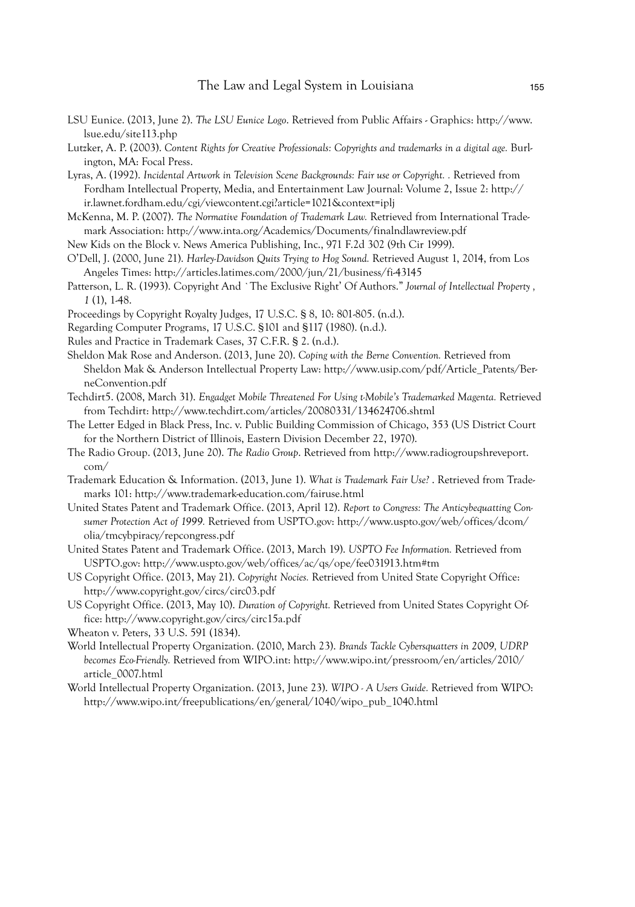LSU Eunice. (2013, June 2). *The LSU Eunice Logo*. Retrieved from Public Affairs - Graphics: http://www.lsue.edu/site113.php

Lutzker, A. P. (2003). *Content Rights for Creative Professionals: Copyrights and trademarks in a digital age.* Burlington, MA: Focal Press.

Lyras, A. (1992). *Incidental Artwork in Television Scene Backgrounds: Fair use or Copyright. .* Retrieved from Fordham Intellectual Property, Media, and Entertainment Law Journal: Volume 2, Issue 2: http://ir.lawnet.fordham.edu/cgi/viewcontent.cgi?article=1021&context=iplj

McKenna, M. P. (2007). *The Normative Foundation of Trademark Law.* Retrieved from International Trademark Association: http://www.inta.org/Academics/Documents/finalndlawreview.pdf

New Kids on the Block v. News America Publishing, Inc., 971 F.2d 302 (9th Cir 1999).

O'Dell, J. (2000, June 21). *Harley-Davidson Quits Trying to Hog Sound.* Retrieved August 1, 2014, from Los Angeles Times: http://articles.latimes.com/2000/jun/21/business/fi-43145

Patterson, L. R. (1993). Copyright And `The Exclusive Right' Of Authors." *Journal of Intellectual Property , 1* (1), 1-48.

Proceedings by Copyright Royalty Judges, 17 U.S.C. § 8, 10: 801-805. (n.d.).

Regarding Computer Programs, 17 U.S.C. §101 and §117 (1980). (n.d.).

Rules and Practice in Trademark Cases, 37 C.F.R. § 2. (n.d.).

Sheldon Mak Rose and Anderson. (2013, June 20). *Coping with the Berne Convention.* Retrieved from Sheldon Mak & Anderson Intellectual Property Law: http://www.usip.com/pdf/Article_Patents/BerneConvention.pdf

Techdirt5. (2008, March 31). *Engadget Mobile Threatened For Using t-Mobile's Trademarked Magenta.* Retrieved from Techdirt: http://www.techdirt.com/articles/20080331/134624706.shtml

The Letter Edged in Black Press, Inc. v. Public Building Commission of Chicago, 353 (US District Court for the Northern District of Illinois, Eastern Division December 22, 1970).

The Radio Group. (2013, June 20). *The Radio Group*. Retrieved from http://www.radiogroupshreveport.com/

Trademark Education & Information. (2013, June 1). *What is Trademark Fair Use?* . Retrieved from Trademarks 101: http://www.trademark-education.com/fairuse.html

United States Patent and Trademark Office. (2013, April 12). *Report to Congress: The Anticybequatting Consumer Protection Act of 1999.* Retrieved from USPTO.gov: http://www.uspto.gov/web/offices/dcom/olia/tmcybpiracy/repcongress.pdf

United States Patent and Trademark Office. (2013, March 19). *USPTO Fee Information.* Retrieved from USPTO.gov: http://www.uspto.gov/web/offices/ac/qs/ope/fee031913.htm#tm

US Copyright Office. (2013, May 21). *Copyright Nocies.* Retrieved from United State Copyright Office: http://www.copyright.gov/circs/circ03.pdf

US Copyright Office. (2013, May 10). *Duration of Copyright.* Retrieved from United States Copyright Office: http://www.copyright.gov/circs/circ15a.pdf

Wheaton v. Peters, 33 U.S. 591 (1834).

World Intellectual Property Organization. (2010, March 23). *Brands Tackle Cybersquatters in 2009, UDRP becomes Eco-Friendly.* Retrieved from WIPO.int: http://www.wipo.int/pressroom/en/articles/2010/article_0007.html

World Intellectual Property Organization. (2013, June 23). *WIPO - A Users Guide.* Retrieved from WIPO: http://www.wipo.int/freepublications/en/general/1040/wipo_pub_1040.html